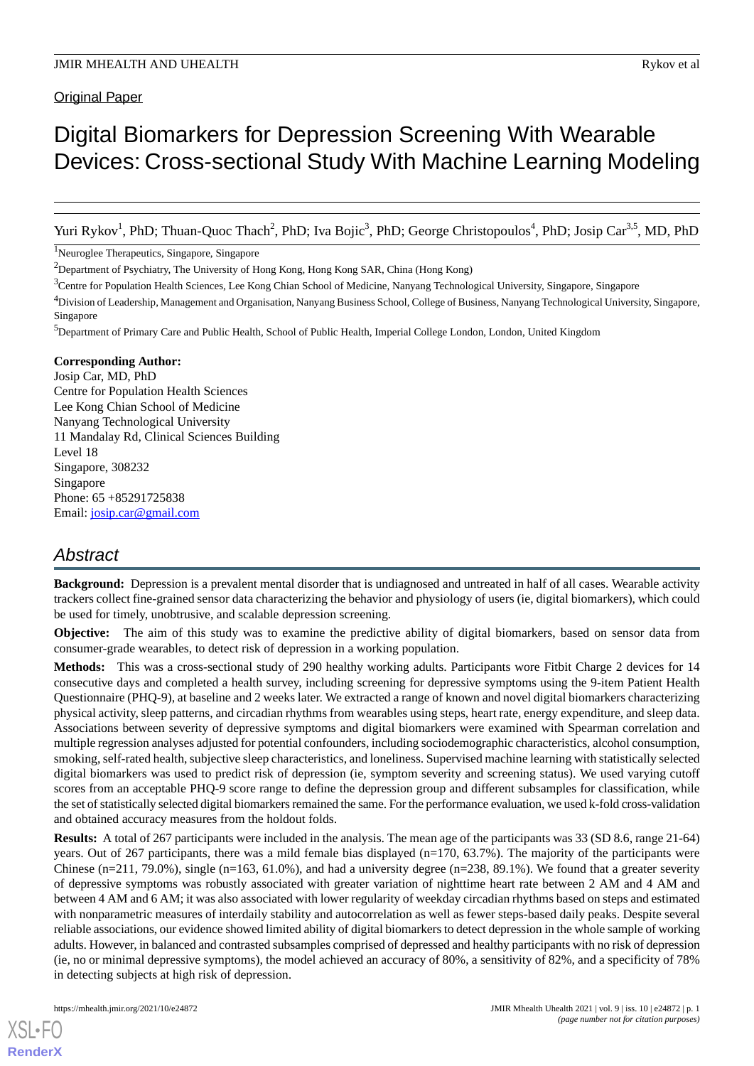Original Paper

# Digital Biomarkers for Depression Screening With Wearable Devices: Cross-sectional Study With Machine Learning Modeling

Yuri Rykov[1], PhD; Thuan-Quoc Thach[2], PhD; Iva Bojic[3], PhD; George Christopoulos[4], PhD; Josip Car[3,5], MD, PhD

[1]Neuroglee Therapeutics, Singapore, Singapore

[2]Department of Psychiatry, The University of Hong Kong, Hong Kong SAR, China (Hong Kong)

[3]Centre for Population Health Sciences, Lee Kong Chian School of Medicine, Nanyang Technological University, Singapore, Singapore

[4]Division of Leadership, Management and Organisation, Nanyang Business School, College of Business, Nanyang Technological University, Singapore, Singapore

[5]Department of Primary Care and Public Health, School of Public Health, Imperial College London, London, United Kingdom

**Corresponding Author:**
Josip Car, MD, PhD
Centre for Population Health Sciences
Lee Kong Chian School of Medicine
Nanyang Technological University
11 Mandalay Rd, Clinical Sciences Building
Level 18
Singapore, 308232
Singapore
Phone: 65 +85291725838
Email: josip.car@gmail.com

## Abstract

**Background:** Depression is a prevalent mental disorder that is undiagnosed and untreated in half of all cases. Wearable activity trackers collect fine-grained sensor data characterizing the behavior and physiology of users (ie, digital biomarkers), which could be used for timely, unobtrusive, and scalable depression screening.

**Objective:** The aim of this study was to examine the predictive ability of digital biomarkers, based on sensor data from consumer-grade wearables, to detect risk of depression in a working population.

**Methods:** This was a cross-sectional study of 290 healthy working adults. Participants wore Fitbit Charge 2 devices for 14 consecutive days and completed a health survey, including screening for depressive symptoms using the 9-item Patient Health Questionnaire (PHQ-9), at baseline and 2 weeks later. We extracted a range of known and novel digital biomarkers characterizing physical activity, sleep patterns, and circadian rhythms from wearables using steps, heart rate, energy expenditure, and sleep data. Associations between severity of depressive symptoms and digital biomarkers were examined with Spearman correlation and multiple regression analyses adjusted for potential confounders, including sociodemographic characteristics, alcohol consumption, smoking, self-rated health, subjective sleep characteristics, and loneliness. Supervised machine learning with statistically selected digital biomarkers was used to predict risk of depression (ie, symptom severity and screening status). We used varying cutoff scores from an acceptable PHQ-9 score range to define the depression group and different subsamples for classification, while the set of statistically selected digital biomarkers remained the same. For the performance evaluation, we used k-fold cross-validation and obtained accuracy measures from the holdout folds.

**Results:** A total of 267 participants were included in the analysis. The mean age of the participants was 33 (SD 8.6, range 21-64) years. Out of 267 participants, there was a mild female bias displayed (n=170, 63.7%). The majority of the participants were Chinese (n=211, 79.0%), single (n=163, 61.0%), and had a university degree (n=238, 89.1%). We found that a greater severity of depressive symptoms was robustly associated with greater variation of nighttime heart rate between 2 AM and 4 AM and between 4 AM and 6 AM; it was also associated with lower regularity of weekday circadian rhythms based on steps and estimated with nonparametric measures of interdaily stability and autocorrelation as well as fewer steps-based daily peaks. Despite several reliable associations, our evidence showed limited ability of digital biomarkers to detect depression in the whole sample of working adults. However, in balanced and contrasted subsamples comprised of depressed and healthy participants with no risk of depression (ie, no or minimal depressive symptoms), the model achieved an accuracy of 80%, a sensitivity of 82%, and a specificity of 78% in detecting subjects at high risk of depression.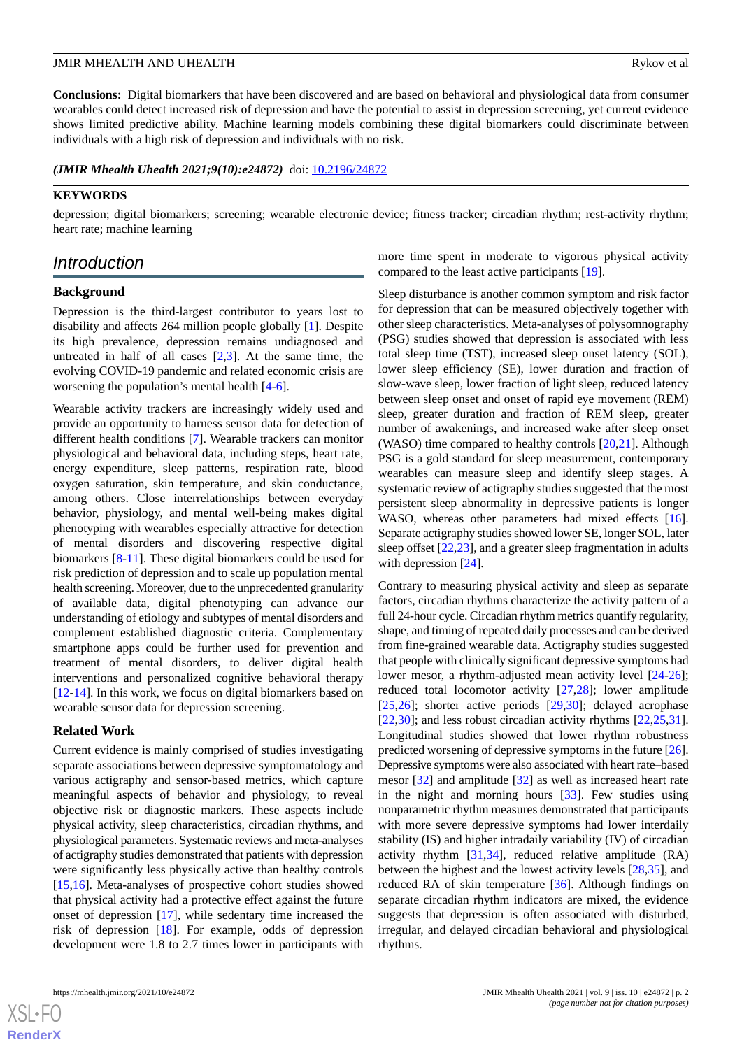**Conclusions:** Digital biomarkers that have been discovered and are based on behavioral and physiological data from consumer wearables could detect increased risk of depression and have the potential to assist in depression screening, yet current evidence shows limited predictive ability. Machine learning models combining these digital biomarkers could discriminate between individuals with a high risk of depression and individuals with no risk.

***(JMIR Mhealth Uhealth 2021;9(10):e24872)*** doi: 10.2196/24872

**KEYWORDS**

depression; digital biomarkers; screening; wearable electronic device; fitness tracker; circadian rhythm; rest-activity rhythm; heart rate; machine learning

## Introduction

### Background

Depression is the third-largest contributor to years lost to disability and affects 264 million people globally [1]. Despite its high prevalence, depression remains undiagnosed and untreated in half of all cases [2,3]. At the same time, the evolving COVID-19 pandemic and related economic crisis are worsening the population's mental health [4-6].

Wearable activity trackers are increasingly widely used and provide an opportunity to harness sensor data for detection of different health conditions [7]. Wearable trackers can monitor physiological and behavioral data, including steps, heart rate, energy expenditure, sleep patterns, respiration rate, blood oxygen saturation, skin temperature, and skin conductance, among others. Close interrelationships between everyday behavior, physiology, and mental well-being makes digital phenotyping with wearables especially attractive for detection of mental disorders and discovering respective digital biomarkers [8-11]. These digital biomarkers could be used for risk prediction of depression and to scale up population mental health screening. Moreover, due to the unprecedented granularity of available data, digital phenotyping can advance our understanding of etiology and subtypes of mental disorders and complement established diagnostic criteria. Complementary smartphone apps could be further used for prevention and treatment of mental disorders, to deliver digital health interventions and personalized cognitive behavioral therapy [12-14]. In this work, we focus on digital biomarkers based on wearable sensor data for depression screening.

### Related Work

Current evidence is mainly comprised of studies investigating separate associations between depressive symptomatology and various actigraphy and sensor-based metrics, which capture meaningful aspects of behavior and physiology, to reveal objective risk or diagnostic markers. These aspects include physical activity, sleep characteristics, circadian rhythms, and physiological parameters. Systematic reviews and meta-analyses of actigraphy studies demonstrated that patients with depression were significantly less physically active than healthy controls [15,16]. Meta-analyses of prospective cohort studies showed that physical activity had a protective effect against the future onset of depression [17], while sedentary time increased the risk of depression [18]. For example, odds of depression development were 1.8 to 2.7 times lower in participants with more time spent in moderate to vigorous physical activity compared to the least active participants [19].

Sleep disturbance is another common symptom and risk factor for depression that can be measured objectively together with other sleep characteristics. Meta-analyses of polysomnography (PSG) studies showed that depression is associated with less total sleep time (TST), increased sleep onset latency (SOL), lower sleep efficiency (SE), lower duration and fraction of slow-wave sleep, lower fraction of light sleep, reduced latency between sleep onset and onset of rapid eye movement (REM) sleep, greater duration and fraction of REM sleep, greater number of awakenings, and increased wake after sleep onset (WASO) time compared to healthy controls [20,21]. Although PSG is a gold standard for sleep measurement, contemporary wearables can measure sleep and identify sleep stages. A systematic review of actigraphy studies suggested that the most persistent sleep abnormality in depressive patients is longer WASO, whereas other parameters had mixed effects [16]. Separate actigraphy studies showed lower SE, longer SOL, later sleep offset [22,23], and a greater sleep fragmentation in adults with depression [24].

Contrary to measuring physical activity and sleep as separate factors, circadian rhythms characterize the activity pattern of a full 24-hour cycle. Circadian rhythm metrics quantify regularity, shape, and timing of repeated daily processes and can be derived from fine-grained wearable data. Actigraphy studies suggested that people with clinically significant depressive symptoms had lower mesor, a rhythm-adjusted mean activity level [24-26]; reduced total locomotor activity [27,28]; lower amplitude [25,26]; shorter active periods [29,30]; delayed acrophase [22,30]; and less robust circadian activity rhythms [22,25,31]. Longitudinal studies showed that lower rhythm robustness predicted worsening of depressive symptoms in the future [26]. Depressive symptoms were also associated with heart rate–based mesor [32] and amplitude [32] as well as increased heart rate in the night and morning hours [33]. Few studies using nonparametric rhythm measures demonstrated that participants with more severe depressive symptoms had lower interdaily stability (IS) and higher intradaily variability (IV) of circadian activity rhythm [31,34], reduced relative amplitude (RA) between the highest and the lowest activity levels [28,35], and reduced RA of skin temperature [36]. Although findings on separate circadian rhythm indicators are mixed, the evidence suggests that depression is often associated with disturbed, irregular, and delayed circadian behavioral and physiological rhythms.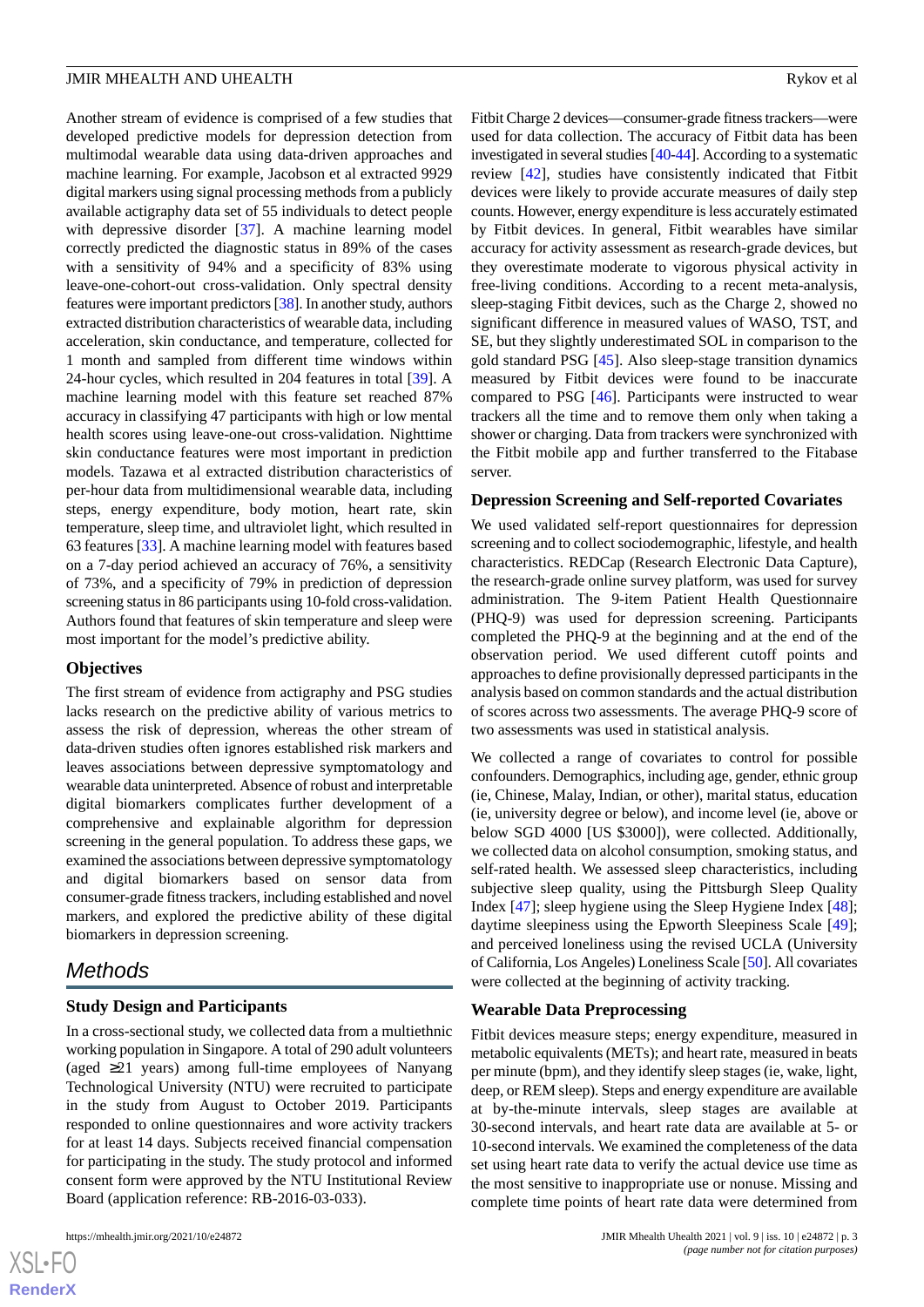Another stream of evidence is comprised of a few studies that developed predictive models for depression detection from multimodal wearable data using data-driven approaches and machine learning. For example, Jacobson et al extracted 9929 digital markers using signal processing methods from a publicly available actigraphy data set of 55 individuals to detect people with depressive disorder [37]. A machine learning model correctly predicted the diagnostic status in 89% of the cases with a sensitivity of 94% and a specificity of 83% using leave-one-cohort-out cross-validation. Only spectral density features were important predictors [38]. In another study, authors extracted distribution characteristics of wearable data, including acceleration, skin conductance, and temperature, collected for 1 month and sampled from different time windows within 24-hour cycles, which resulted in 204 features in total [39]. A machine learning model with this feature set reached 87% accuracy in classifying 47 participants with high or low mental health scores using leave-one-out cross-validation. Nighttime skin conductance features were most important in prediction models. Tazawa et al extracted distribution characteristics of per-hour data from multidimensional wearable data, including steps, energy expenditure, body motion, heart rate, skin temperature, sleep time, and ultraviolet light, which resulted in 63 features [33]. A machine learning model with features based on a 7-day period achieved an accuracy of 76%, a sensitivity of 73%, and a specificity of 79% in prediction of depression screening status in 86 participants using 10-fold cross-validation. Authors found that features of skin temperature and sleep were most important for the model's predictive ability.

### Objectives

The first stream of evidence from actigraphy and PSG studies lacks research on the predictive ability of various metrics to assess the risk of depression, whereas the other stream of data-driven studies often ignores established risk markers and leaves associations between depressive symptomatology and wearable data uninterpreted. Absence of robust and interpretable digital biomarkers complicates further development of a comprehensive and explainable algorithm for depression screening in the general population. To address these gaps, we examined the associations between depressive symptomatology and digital biomarkers based on sensor data from consumer-grade fitness trackers, including established and novel markers, and explored the predictive ability of these digital biomarkers in depression screening.

## Methods

### Study Design and Participants

In a cross-sectional study, we collected data from a multiethnic working population in Singapore. A total of 290 adult volunteers (aged ≥21 years) among full-time employees of Nanyang Technological University (NTU) were recruited to participate in the study from August to October 2019. Participants responded to online questionnaires and wore activity trackers for at least 14 days. Subjects received financial compensation for participating in the study. The study protocol and informed consent form were approved by the NTU Institutional Review Board (application reference: RB-2016-03-033).

Fitbit Charge 2 devices—consumer-grade fitness trackers—were used for data collection. The accuracy of Fitbit data has been investigated in several studies [40-44]. According to a systematic review [42], studies have consistently indicated that Fitbit devices were likely to provide accurate measures of daily step counts. However, energy expenditure is less accurately estimated by Fitbit devices. In general, Fitbit wearables have similar accuracy for activity assessment as research-grade devices, but they overestimate moderate to vigorous physical activity in free-living conditions. According to a recent meta-analysis, sleep-staging Fitbit devices, such as the Charge 2, showed no significant difference in measured values of WASO, TST, and SE, but they slightly underestimated SOL in comparison to the gold standard PSG [45]. Also sleep-stage transition dynamics measured by Fitbit devices were found to be inaccurate compared to PSG [46]. Participants were instructed to wear trackers all the time and to remove them only when taking a shower or charging. Data from trackers were synchronized with the Fitbit mobile app and further transferred to the Fitabase server.

### Depression Screening and Self-reported Covariates

We used validated self-report questionnaires for depression screening and to collect sociodemographic, lifestyle, and health characteristics. REDCap (Research Electronic Data Capture), the research-grade online survey platform, was used for survey administration. The 9-item Patient Health Questionnaire (PHQ-9) was used for depression screening. Participants completed the PHQ-9 at the beginning and at the end of the observation period. We used different cutoff points and approaches to define provisionally depressed participants in the analysis based on common standards and the actual distribution of scores across two assessments. The average PHQ-9 score of two assessments was used in statistical analysis.

We collected a range of covariates to control for possible confounders. Demographics, including age, gender, ethnic group (ie, Chinese, Malay, Indian, or other), marital status, education (ie, university degree or below), and income level (ie, above or below SGD 4000 [US $3000]), were collected. Additionally, we collected data on alcohol consumption, smoking status, and self-rated health. We assessed sleep characteristics, including subjective sleep quality, using the Pittsburgh Sleep Quality Index [47]; sleep hygiene using the Sleep Hygiene Index [48]; daytime sleepiness using the Epworth Sleepiness Scale [49]; and perceived loneliness using the revised UCLA (University of California, Los Angeles) Loneliness Scale [50]. All covariates were collected at the beginning of activity tracking.

### Wearable Data Preprocessing

Fitbit devices measure steps; energy expenditure, measured in metabolic equivalents (METs); and heart rate, measured in beats per minute (bpm), and they identify sleep stages (ie, wake, light, deep, or REM sleep). Steps and energy expenditure are available at by-the-minute intervals, sleep stages are available at 30-second intervals, and heart rate data are available at 5- or 10-second intervals. We examined the completeness of the data set using heart rate data to verify the actual device use time as the most sensitive to inappropriate use or nonuse. Missing and complete time points of heart rate data were determined from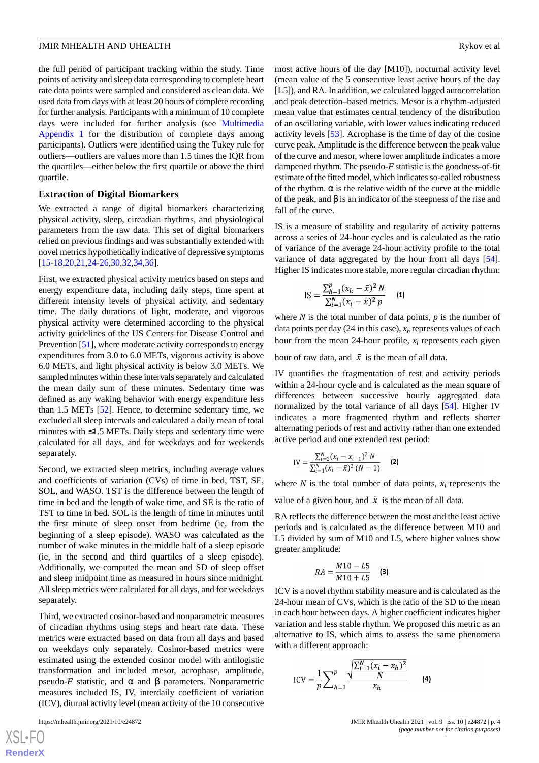the full period of participant tracking within the study. Time points of activity and sleep data corresponding to complete heart rate data points were sampled and considered as clean data. We used data from days with at least 20 hours of complete recording for further analysis. Participants with a minimum of 10 complete days were included for further analysis (see Multimedia Appendix 1 for the distribution of complete days among participants). Outliers were identified using the Tukey rule for outliers—outliers are values more than 1.5 times the IQR from the quartiles—either below the first quartile or above the third quartile.

### Extraction of Digital Biomarkers

We extracted a range of digital biomarkers characterizing physical activity, sleep, circadian rhythms, and physiological parameters from the raw data. This set of digital biomarkers relied on previous findings and was substantially extended with novel metrics hypothetically indicative of depressive symptoms [15-18,20,21,24-26,30,32,34,36].

First, we extracted physical activity metrics based on steps and energy expenditure data, including daily steps, time spent at different intensity levels of physical activity, and sedentary time. The daily durations of light, moderate, and vigorous physical activity were determined according to the physical activity guidelines of the US Centers for Disease Control and Prevention [51], where moderate activity corresponds to energy expenditures from 3.0 to 6.0 METs, vigorous activity is above 6.0 METs, and light physical activity is below 3.0 METs. We sampled minutes within these intervals separately and calculated the mean daily sum of these minutes. Sedentary time was defined as any waking behavior with energy expenditure less than 1.5 METs [52]. Hence, to determine sedentary time, we excluded all sleep intervals and calculated a daily mean of total minutes with ≤1.5 METs. Daily steps and sedentary time were calculated for all days, and for weekdays and for weekends separately.

Second, we extracted sleep metrics, including average values and coefficients of variation (CVs) of time in bed, TST, SE, SOL, and WASO. TST is the difference between the length of time in bed and the length of wake time, and SE is the ratio of TST to time in bed. SOL is the length of time in minutes until the first minute of sleep onset from bedtime (ie, from the beginning of a sleep episode). WASO was calculated as the number of wake minutes in the middle half of a sleep episode (ie, in the second and third quartiles of a sleep episode). Additionally, we computed the mean and SD of sleep offset and sleep midpoint time as measured in hours since midnight. All sleep metrics were calculated for all days, and for weekdays separately.

Third, we extracted cosinor-based and nonparametric measures of circadian rhythms using steps and heart rate data. These metrics were extracted based on data from all days and based on weekdays only separately. Cosinor-based metrics were estimated using the extended cosinor model with antilogistic transformation and included mesor, acrophase, amplitude, pseudo-*F* statistic, and α and β parameters. Nonparametric measures included IS, IV, interdaily coefficient of variation (ICV), diurnal activity level (mean activity of the 10 consecutive most active hours of the day [M10]), nocturnal activity level (mean value of the 5 consecutive least active hours of the day [L5]), and RA. In addition, we calculated lagged autocorrelation and peak detection–based metrics. Mesor is a rhythm-adjusted mean value that estimates central tendency of the distribution of an oscillating variable, with lower values indicating reduced activity levels [53]. Acrophase is the time of day of the cosine curve peak. Amplitude is the difference between the peak value of the curve and mesor, where lower amplitude indicates a more dampened rhythm. The pseudo-*F* statistic is the goodness-of-fit estimate of the fitted model, which indicates so-called robustness of the rhythm. α is the relative width of the curve at the middle of the peak, and β is an indicator of the steepness of the rise and fall of the curve.

IS is a measure of stability and regularity of activity patterns across a series of 24-hour cycles and is calculated as the ratio of variance of the average 24-hour activity profile to the total variance of data aggregated by the hour from all days [54]. Higher IS indicates more stable, more regular circadian rhythm:

$$\mathrm{IS} = \frac{\sum_{h=1}^{p}(x_h - \bar{x})^2\, N}{\sum_{i=1}^{N}(x_i - \bar{x})^2\, p} \quad \text{(1)}$$

where $N$ is the total number of data points, $p$ is the number of data points per day (24 in this case), $x_h$ represents values of each hour from the mean 24-hour profile, $x_i$ represents each given hour of raw data, and $\bar{x}$ is the mean of all data.

IV quantifies the fragmentation of rest and activity periods within a 24-hour cycle and is calculated as the mean square of differences between successive hourly aggregated data normalized by the total variance of all days [54]. Higher IV indicates a more fragmented rhythm and reflects shorter alternating periods of rest and activity rather than one extended active period and one extended rest period:

$$\mathrm{IV} = \frac{\sum_{i=2}^{N}(x_i - x_{i-1})^2\, N}{\sum_{i=1}^{N}(x_i - \bar{x})^2\, (N-1)} \quad \text{(2)}$$

where $N$ is the total number of data points, $x_i$ represents the value of a given hour, and $\bar{x}$ is the mean of all data.

RA reflects the difference between the most and the least active periods and is calculated as the difference between M10 and L5 divided by sum of M10 and L5, where higher values show greater amplitude:

$$RA = \frac{M10 - L5}{M10 + L5} \quad \text{(3)}$$

ICV is a novel rhythm stability measure and is calculated as the 24-hour mean of CVs, which is the ratio of the SD to the mean in each hour between days. A higher coefficient indicates higher variation and less stable rhythm. We proposed this metric as an alternative to IS, which aims to assess the same phenomena with a different approach:

$$\mathrm{ICV} = \frac{1}{p}\sum_{h=1}^{p} \frac{\sqrt{\frac{\sum_{i=1}^{N}(x_i - x_h)^2}{N}}}{x_h} \quad \text{(4)}$$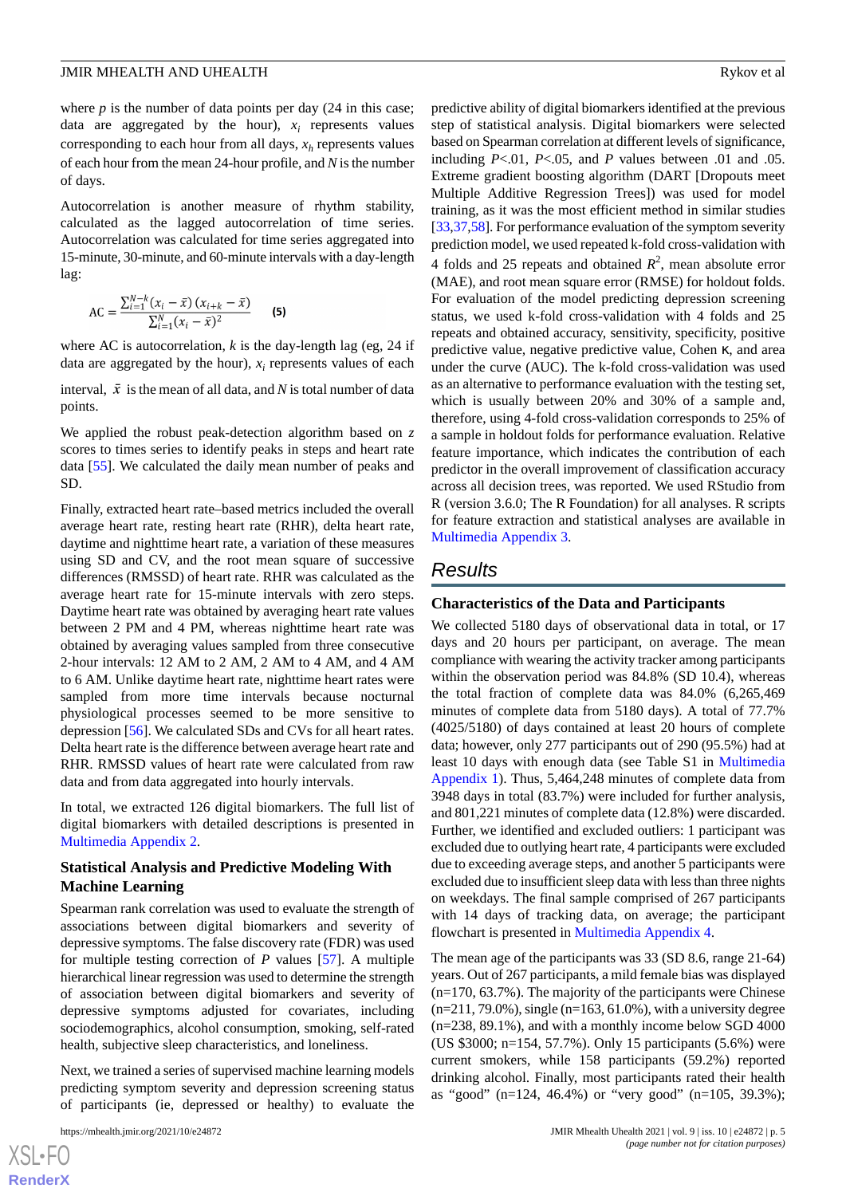where $p$ is the number of data points per day (24 in this case; data are aggregated by the hour), $x_i$ represents values corresponding to each hour from all days, $x_h$ represents values of each hour from the mean 24-hour profile, and $N$ is the number of days.

Autocorrelation is another measure of rhythm stability, calculated as the lagged autocorrelation of time series. Autocorrelation was calculated for time series aggregated into 15-minute, 30-minute, and 60-minute intervals with a day-length lag:

$$\text{AC} = \frac{\sum_{i=1}^{N-k}(x_i - \bar{x})(x_{i+k} - \bar{x})}{\sum_{i=1}^{N}(x_i - \bar{x})^2} \quad \textbf{(5)}$$

where AC is autocorrelation, $k$ is the day-length lag (eg, 24 if data are aggregated by the hour), $x_i$ represents values of each interval, $\bar{x}$ is the mean of all data, and $N$ is total number of data points.

We applied the robust peak-detection algorithm based on $z$ scores to times series to identify peaks in steps and heart rate data [55]. We calculated the daily mean number of peaks and SD.

Finally, extracted heart rate–based metrics included the overall average heart rate, resting heart rate (RHR), delta heart rate, daytime and nighttime heart rate, a variation of these measures using SD and CV, and the root mean square of successive differences (RMSSD) of heart rate. RHR was calculated as the average heart rate for 15-minute intervals with zero steps. Daytime heart rate was obtained by averaging heart rate values between 2 PM and 4 PM, whereas nighttime heart rate was obtained by averaging values sampled from three consecutive 2-hour intervals: 12 AM to 2 AM, 2 AM to 4 AM, and 4 AM to 6 AM. Unlike daytime heart rate, nighttime heart rates were sampled from more time intervals because nocturnal physiological processes seemed to be more sensitive to depression [56]. We calculated SDs and CVs for all heart rates. Delta heart rate is the difference between average heart rate and RHR. RMSSD values of heart rate were calculated from raw data and from data aggregated by hourly intervals.

In total, we extracted 126 digital biomarkers. The full list of digital biomarkers with detailed descriptions is presented in Multimedia Appendix 2.

### Statistical Analysis and Predictive Modeling With Machine Learning

Spearman rank correlation was used to evaluate the strength of associations between digital biomarkers and severity of depressive symptoms. The false discovery rate (FDR) was used for multiple testing correction of $P$ values [57]. A multiple hierarchical linear regression was used to determine the strength of association between digital biomarkers and severity of depressive symptoms adjusted for covariates, including sociodemographics, alcohol consumption, smoking, self-rated health, subjective sleep characteristics, and loneliness.

Next, we trained a series of supervised machine learning models predicting symptom severity and depression screening status of participants (ie, depressed or healthy) to evaluate the predictive ability of digital biomarkers identified at the previous step of statistical analysis. Digital biomarkers were selected based on Spearman correlation at different levels of significance, including $P<.01$, $P<.05$, and $P$ values between .01 and .05. Extreme gradient boosting algorithm (DART [Dropouts meet Multiple Additive Regression Trees]) was used for model training, as it was the most efficient method in similar studies [33,37,58]. For performance evaluation of the symptom severity prediction model, we used repeated k-fold cross-validation with 4 folds and 25 repeats and obtained $R^2$, mean absolute error (MAE), and root mean square error (RMSE) for holdout folds. For evaluation of the model predicting depression screening status, we used k-fold cross-validation with 4 folds and 25 repeats and obtained accuracy, sensitivity, specificity, positive predictive value, negative predictive value, Cohen κ, and area under the curve (AUC). The k-fold cross-validation was used as an alternative to performance evaluation with the testing set, which is usually between 20% and 30% of a sample and, therefore, using 4-fold cross-validation corresponds to 25% of a sample in holdout folds for performance evaluation. Relative feature importance, which indicates the contribution of each predictor in the overall improvement of classification accuracy across all decision trees, was reported. We used RStudio from R (version 3.6.0; The R Foundation) for all analyses. R scripts for feature extraction and statistical analyses are available in Multimedia Appendix 3.

## Results

### Characteristics of the Data and Participants

We collected 5180 days of observational data in total, or 17 days and 20 hours per participant, on average. The mean compliance with wearing the activity tracker among participants within the observation period was 84.8% (SD 10.4), whereas the total fraction of complete data was 84.0% (6,265,469 minutes of complete data from 5180 days). A total of 77.7% (4025/5180) of days contained at least 20 hours of complete data; however, only 277 participants out of 290 (95.5%) had at least 10 days with enough data (see Table S1 in Multimedia Appendix 1). Thus, 5,464,248 minutes of complete data from 3948 days in total (83.7%) were included for further analysis, and 801,221 minutes of complete data (12.8%) were discarded. Further, we identified and excluded outliers: 1 participant was excluded due to outlying heart rate, 4 participants were excluded due to exceeding average steps, and another 5 participants were excluded due to insufficient sleep data with less than three nights on weekdays. The final sample comprised of 267 participants with 14 days of tracking data, on average; the participant flowchart is presented in Multimedia Appendix 4.

The mean age of the participants was 33 (SD 8.6, range 21-64) years. Out of 267 participants, a mild female bias was displayed (n=170, 63.7%). The majority of the participants were Chinese (n=211, 79.0%), single (n=163, 61.0%), with a university degree (n=238, 89.1%), and with a monthly income below SGD 4000 (US $3000; n=154, 57.7%). Only 15 participants (5.6%) were current smokers, while 158 participants (59.2%) reported drinking alcohol. Finally, most participants rated their health as "good" (n=124, 46.4%) or "very good" (n=105, 39.3%);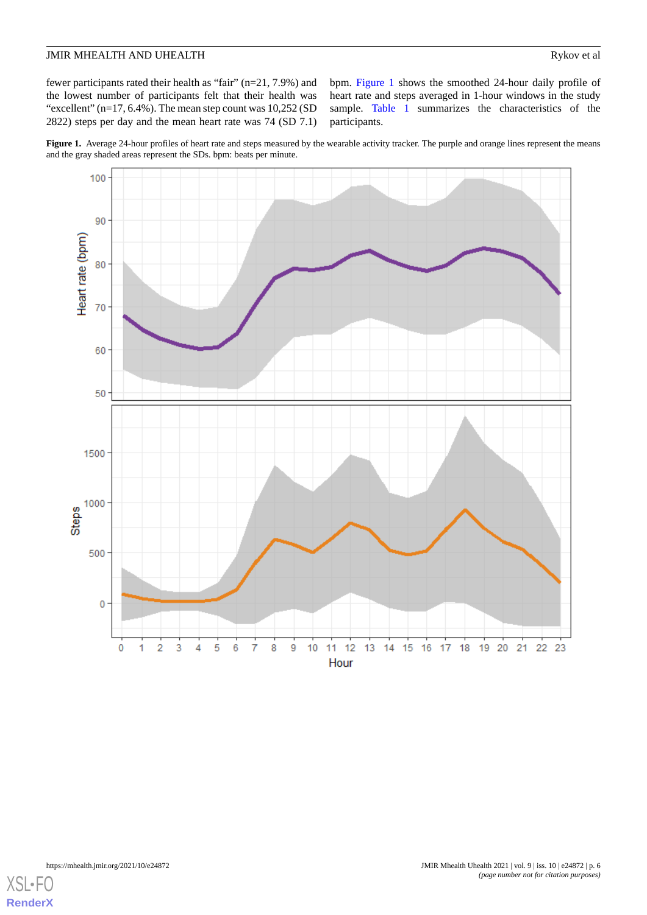fewer participants rated their health as "fair" (n=21, 7.9%) and the lowest number of participants felt that their health was "excellent" (n=17, 6.4%). The mean step count was 10,252 (SD 2822) steps per day and the mean heart rate was 74 (SD 7.1) bpm. Figure 1 shows the smoothed 24-hour daily profile of heart rate and steps averaged in 1-hour windows in the study sample. Table 1 summarizes the characteristics of the participants.

**Figure 1.** Average 24-hour profiles of heart rate and steps measured by the wearable activity tracker. The purple and orange lines represent the means and the gray shaded areas represent the SDs. bpm: beats per minute.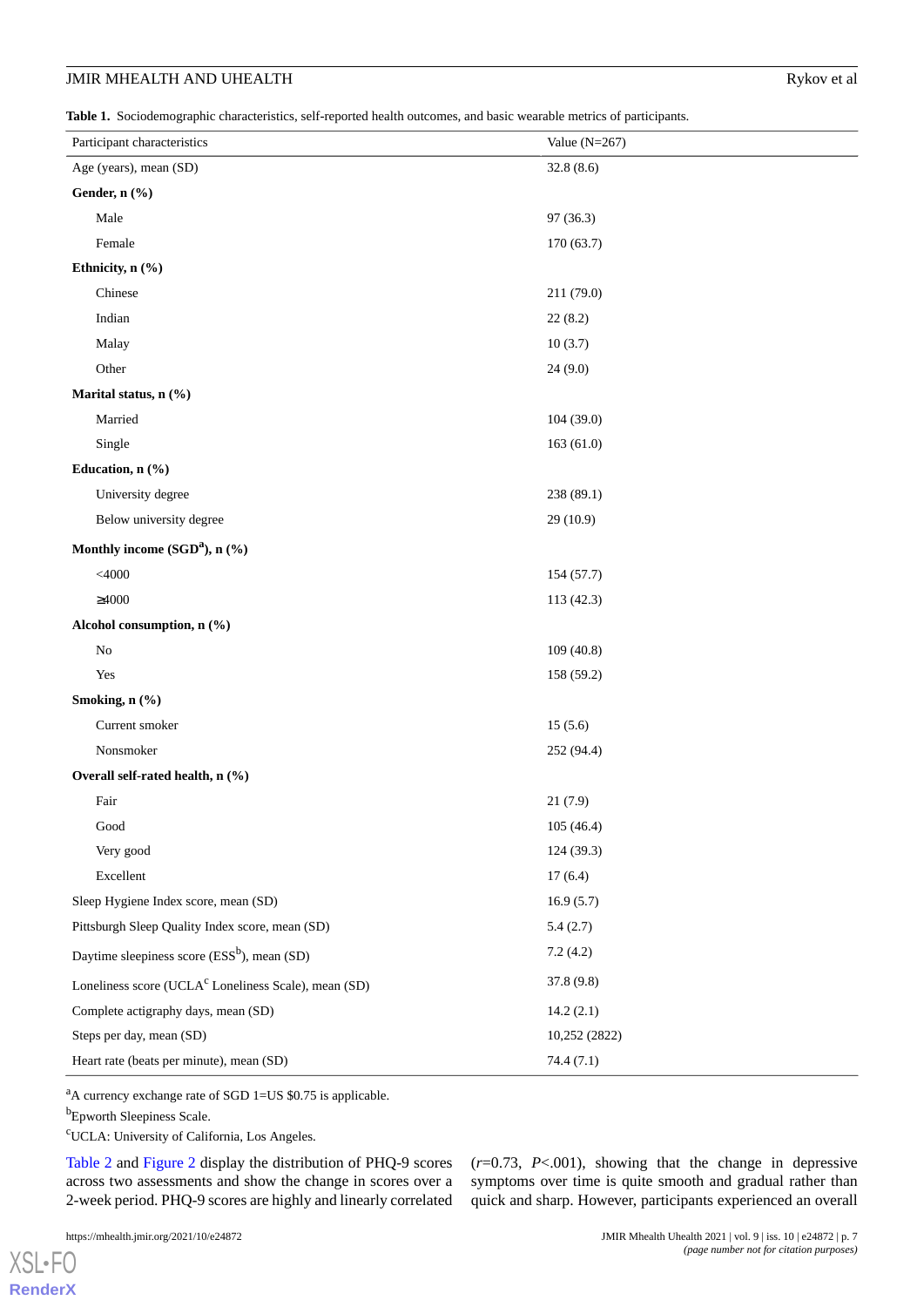**Table 1.** Sociodemographic characteristics, self-reported health outcomes, and basic wearable metrics of participants.

| Participant characteristics | Value (N=267) |
|---|---|
| Age (years), mean (SD) | 32.8 (8.6) |
| **Gender, n (%)** | |
| Male | 97 (36.3) |
| Female | 170 (63.7) |
| **Ethnicity, n (%)** | |
| Chinese | 211 (79.0) |
| Indian | 22 (8.2) |
| Malay | 10 (3.7) |
| Other | 24 (9.0) |
| **Marital status, n (%)** | |
| Married | 104 (39.0) |
| Single | 163 (61.0) |
| **Education, n (%)** | |
| University degree | 238 (89.1) |
| Below university degree | 29 (10.9) |
| **Monthly income (SGD[a]), n (%)** | |
| <4000 | 154 (57.7) |
| ≥4000 | 113 (42.3) |
| **Alcohol consumption, n (%)** | |
| No | 109 (40.8) |
| Yes | 158 (59.2) |
| **Smoking, n (%)** | |
| Current smoker | 15 (5.6) |
| Nonsmoker | 252 (94.4) |
| **Overall self-rated health, n (%)** | |
| Fair | 21 (7.9) |
| Good | 105 (46.4) |
| Very good | 124 (39.3) |
| Excellent | 17 (6.4) |
| Sleep Hygiene Index score, mean (SD) | 16.9 (5.7) |
| Pittsburgh Sleep Quality Index score, mean (SD) | 5.4 (2.7) |
| Daytime sleepiness score (ESS[b]), mean (SD) | 7.2 (4.2) |
| Loneliness score (UCLA[c] Loneliness Scale), mean (SD) | 37.8 (9.8) |
| Complete actigraphy days, mean (SD) | 14.2 (2.1) |
| Steps per day, mean (SD) | 10,252 (2822) |
| Heart rate (beats per minute), mean (SD) | 74.4 (7.1) |

[a]A currency exchange rate of SGD 1=US $0.75 is applicable.

[b]Epworth Sleepiness Scale.

[c]UCLA: University of California, Los Angeles.

Table 2 and Figure 2 display the distribution of PHQ-9 scores across two assessments and show the change in scores over a 2-week period. PHQ-9 scores are highly and linearly correlated ($r$=0.73, $P$<.001), showing that the change in depressive symptoms over time is quite smooth and gradual rather than quick and sharp. However, participants experienced an overall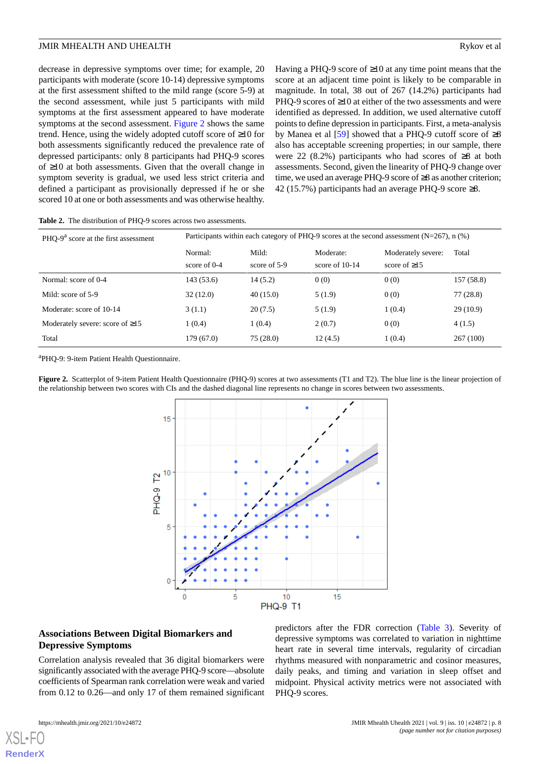decrease in depressive symptoms over time; for example, 20 participants with moderate (score 10-14) depressive symptoms at the first assessment shifted to the mild range (score 5-9) at the second assessment, while just 5 participants with mild symptoms at the first assessment appeared to have moderate symptoms at the second assessment. Figure 2 shows the same trend. Hence, using the widely adopted cutoff score of ≥10 for both assessments significantly reduced the prevalence rate of depressed participants: only 8 participants had PHQ-9 scores of ≥10 at both assessments. Given that the overall change in symptom severity is gradual, we used less strict criteria and defined a participant as provisionally depressed if he or she scored 10 at one or both assessments and was otherwise healthy.

Having a PHQ-9 score of ≥10 at any time point means that the score at an adjacent time point is likely to be comparable in magnitude. In total, 38 out of 267 (14.2%) participants had PHQ-9 scores of ≥10 at either of the two assessments and were identified as depressed. In addition, we used alternative cutoff points to define depression in participants. First, a meta-analysis by Manea et al [59] showed that a PHQ-9 cutoff score of ≥8 also has acceptable screening properties; in our sample, there were 22 (8.2%) participants who had scores of ≥8 at both assessments. Second, given the linearity of PHQ-9 change over time, we used an average PHQ-9 score of ≥8 as another criterion; 42 (15.7%) participants had an average PHQ-9 score ≥8.

**Table 2.** The distribution of PHQ-9 scores across two assessments.

| PHQ-9[a] score at the first assessment | Participants within each category of PHQ-9 scores at the second assessment (N=267), n (%) | | | | |
|---|---|---|---|---|---|
| | Normal: score of 0-4 | Mild: score of 5-9 | Moderate: score of 10-14 | Moderately severe: score of ≥15 | Total |
| Normal: score of 0-4 | 143 (53.6) | 14 (5.2) | 0 (0) | 0 (0) | 157 (58.8) |
| Mild: score of 5-9 | 32 (12.0) | 40 (15.0) | 5 (1.9) | 0 (0) | 77 (28.8) |
| Moderate: score of 10-14 | 3 (1.1) | 20 (7.5) | 5 (1.9) | 1 (0.4) | 29 (10.9) |
| Moderately severe: score of ≥15 | 1 (0.4) | 1 (0.4) | 2 (0.7) | 0 (0) | 4 (1.5) |
| Total | 179 (67.0) | 75 (28.0) | 12 (4.5) | 1 (0.4) | 267 (100) |

[a]PHQ-9: 9-item Patient Health Questionnaire.

**Figure 2.** Scatterplot of 9-item Patient Health Questionnaire (PHQ-9) scores at two assessments (T1 and T2). The blue line is the linear projection of the relationship between two scores with CIs and the dashed diagonal line represents no change in scores between two assessments.

## Associations Between Digital Biomarkers and Depressive Symptoms

Correlation analysis revealed that 36 digital biomarkers were significantly associated with the average PHQ-9 score—absolute coefficients of Spearman rank correlation were weak and varied from 0.12 to 0.26—and only 17 of them remained significant predictors after the FDR correction (Table 3). Severity of depressive symptoms was correlated to variation in nighttime heart rate in several time intervals, regularity of circadian rhythms measured with nonparametric and cosinor measures, daily peaks, and timing and variation in sleep offset and midpoint. Physical activity metrics were not associated with PHQ-9 scores.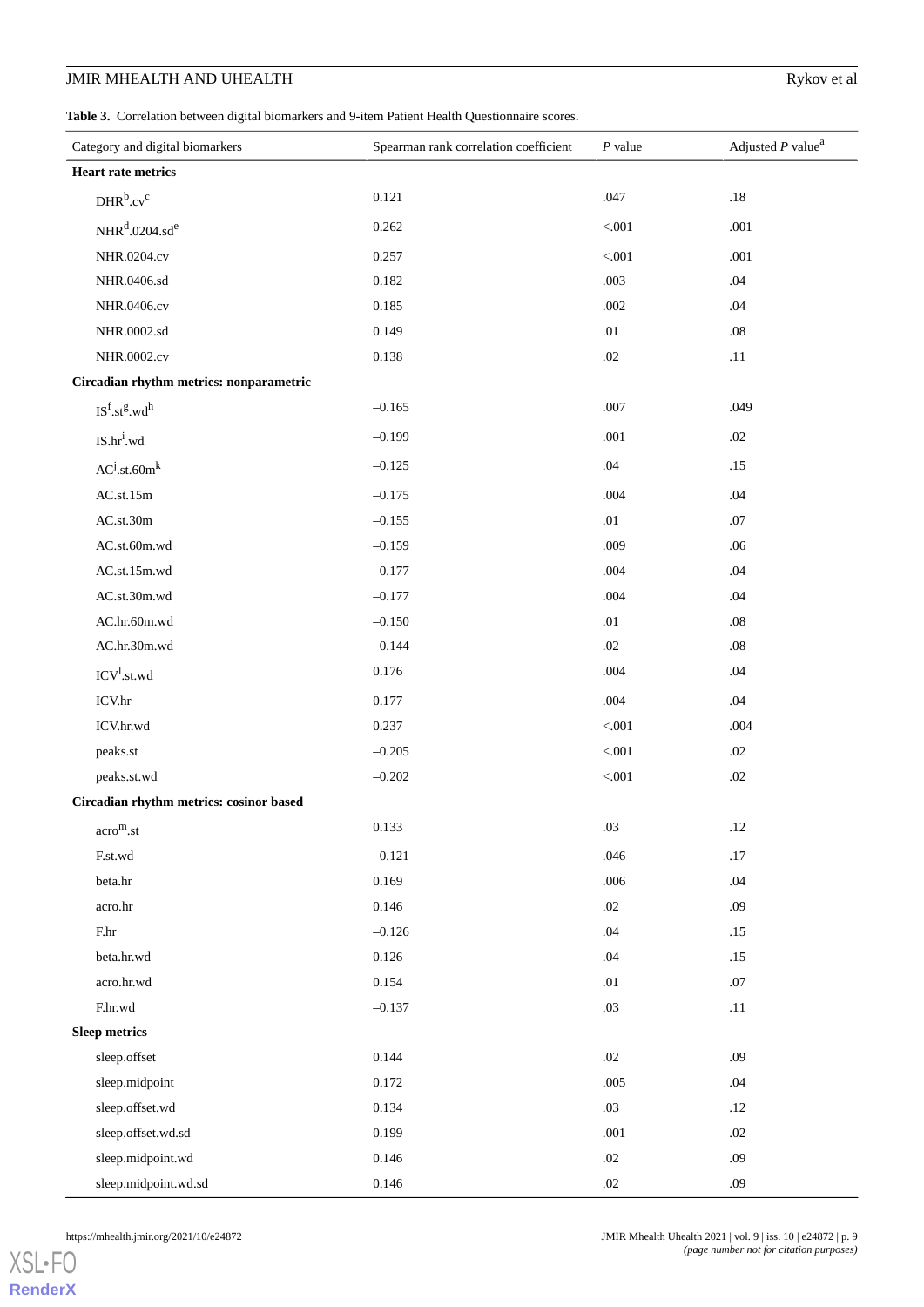**Table 3.** Correlation between digital biomarkers and 9-item Patient Health Questionnaire scores.

| Category and digital biomarkers | Spearman rank correlation coefficient | *P* value | Adjusted *P* value[a] |
|---|---|---|---|
| **Heart rate metrics** | | | |
| DHR[b].cv[c] | 0.121 | .047 | .18 |
| NHR[d].0204.sd[e] | 0.262 | <.001 | .001 |
| NHR.0204.cv | 0.257 | <.001 | .001 |
| NHR.0406.sd | 0.182 | .003 | .04 |
| NHR.0406.cv | 0.185 | .002 | .04 |
| NHR.0002.sd | 0.149 | .01 | .08 |
| NHR.0002.cv | 0.138 | .02 | .11 |
| **Circadian rhythm metrics: nonparametric** | | | |
| IS[f].st[g].wd[h] | –0.165 | .007 | .049 |
| IS.hr[i].wd | –0.199 | .001 | .02 |
| AC[j].st.60m[k] | –0.125 | .04 | .15 |
| AC.st.15m | –0.175 | .004 | .04 |
| AC.st.30m | –0.155 | .01 | .07 |
| AC.st.60m.wd | –0.159 | .009 | .06 |
| AC.st.15m.wd | –0.177 | .004 | .04 |
| AC.st.30m.wd | –0.177 | .004 | .04 |
| AC.hr.60m.wd | –0.150 | .01 | .08 |
| AC.hr.30m.wd | –0.144 | .02 | .08 |
| ICV[l].st.wd | 0.176 | .004 | .04 |
| ICV.hr | 0.177 | .004 | .04 |
| ICV.hr.wd | 0.237 | <.001 | .004 |
| peaks.st | –0.205 | <.001 | .02 |
| peaks.st.wd | –0.202 | <.001 | .02 |
| **Circadian rhythm metrics: cosinor based** | | | |
| acro[m].st | 0.133 | .03 | .12 |
| F.st.wd | –0.121 | .046 | .17 |
| beta.hr | 0.169 | .006 | .04 |
| acro.hr | 0.146 | .02 | .09 |
| F.hr | –0.126 | .04 | .15 |
| beta.hr.wd | 0.126 | .04 | .15 |
| acro.hr.wd | 0.154 | .01 | .07 |
| F.hr.wd | –0.137 | .03 | .11 |
| **Sleep metrics** | | | |
| sleep.offset | 0.144 | .02 | .09 |
| sleep.midpoint | 0.172 | .005 | .04 |
| sleep.offset.wd | 0.134 | .03 | .12 |
| sleep.offset.wd.sd | 0.199 | .001 | .02 |
| sleep.midpoint.wd | 0.146 | .02 | .09 |
| sleep.midpoint.wd.sd | 0.146 | .02 | .09 |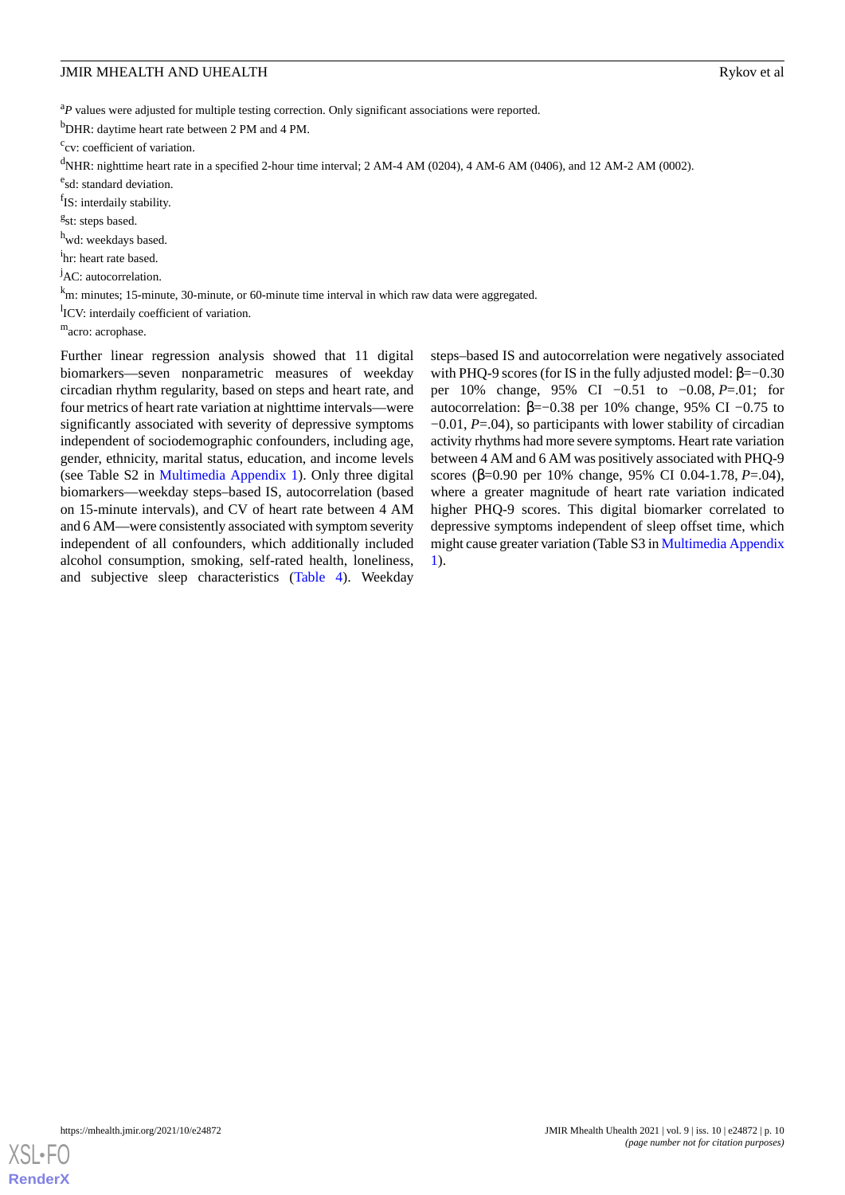[a]*P* values were adjusted for multiple testing correction. Only significant associations were reported.

[b]DHR: daytime heart rate between 2 PM and 4 PM.

[c]cv: coefficient of variation.

[d]NHR: nighttime heart rate in a specified 2-hour time interval; 2 AM-4 AM (0204), 4 AM-6 AM (0406), and 12 AM-2 AM (0002).

[e]sd: standard deviation.

[f]IS: interdaily stability.

[g]st: steps based.

[h]wd: weekdays based.

[i]hr: heart rate based.

[j]AC: autocorrelation.

[k]m: minutes; 15-minute, 30-minute, or 60-minute time interval in which raw data were aggregated.

[l]ICV: interdaily coefficient of variation.

[m]acro: acrophase.

Further linear regression analysis showed that 11 digital biomarkers—seven nonparametric measures of weekday circadian rhythm regularity, based on steps and heart rate, and four metrics of heart rate variation at nighttime intervals—were significantly associated with severity of depressive symptoms independent of sociodemographic confounders, including age, gender, ethnicity, marital status, education, and income levels (see Table S2 in Multimedia Appendix 1). Only three digital biomarkers—weekday steps–based IS, autocorrelation (based on 15-minute intervals), and CV of heart rate between 4 AM and 6 AM—were consistently associated with symptom severity independent of all confounders, which additionally included alcohol consumption, smoking, self-rated health, loneliness, and subjective sleep characteristics (Table 4). Weekday steps–based IS and autocorrelation were negatively associated with PHQ-9 scores (for IS in the fully adjusted model: β=−0.30 per 10% change, 95% CI −0.51 to −0.08, *P*=.01; for autocorrelation: β=−0.38 per 10% change, 95% CI −0.75 to −0.01, *P*=.04), so participants with lower stability of circadian activity rhythms had more severe symptoms. Heart rate variation between 4 AM and 6 AM was positively associated with PHQ-9 scores (β=0.90 per 10% change, 95% CI 0.04-1.78, *P*=.04), where a greater magnitude of heart rate variation indicated higher PHQ-9 scores. This digital biomarker correlated to depressive symptoms independent of sleep offset time, which might cause greater variation (Table S3 in Multimedia Appendix 1).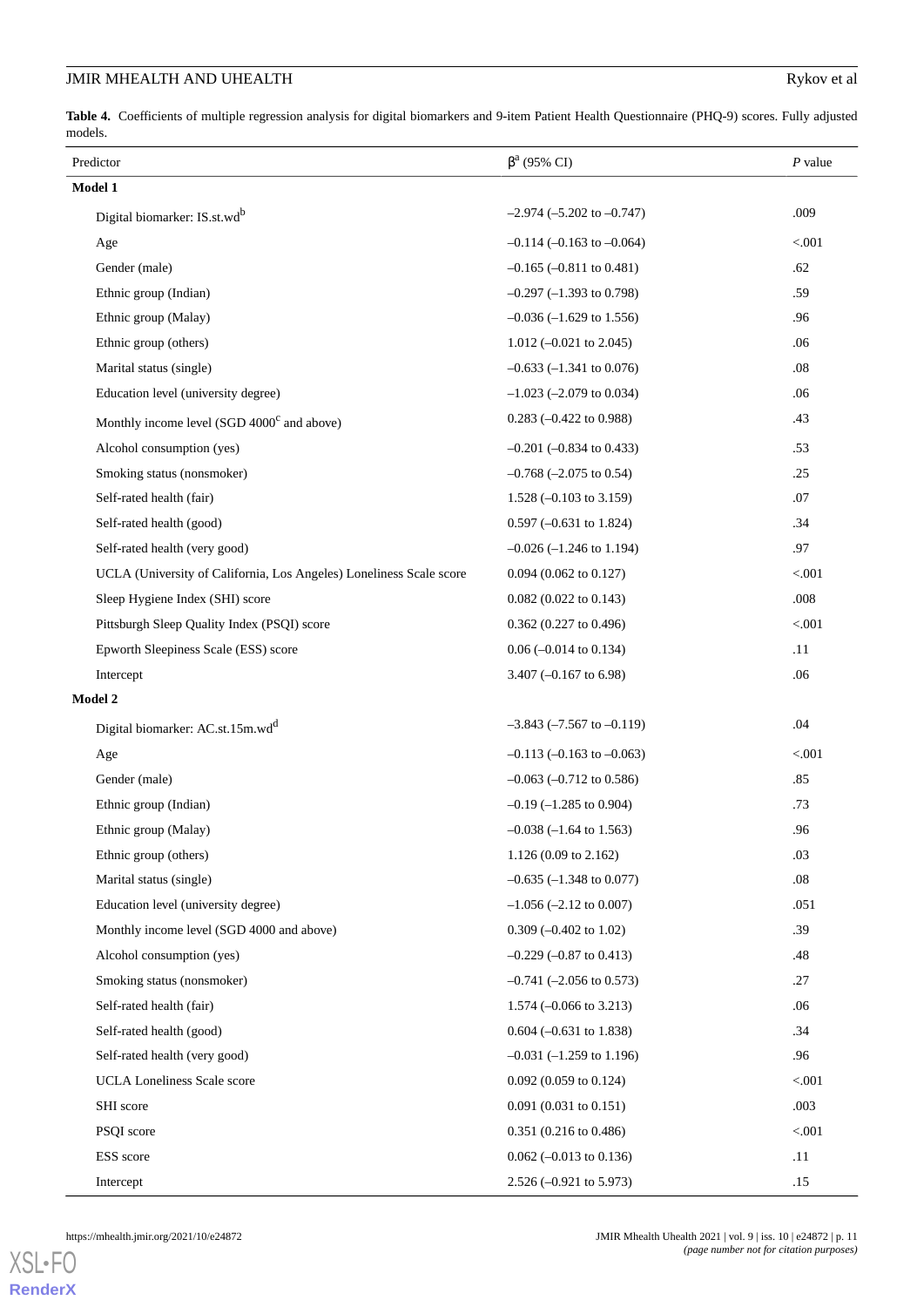**Table 4.** Coefficients of multiple regression analysis for digital biomarkers and 9-item Patient Health Questionnaire (PHQ-9) scores. Fully adjusted models.

| Predictor | β[a] (95% CI) | *P* value |
|---|---|---|
| **Model 1** | | |
| Digital biomarker: IS.st.wd[b] | –2.974 (–5.202 to –0.747) | .009 |
| Age | –0.114 (–0.163 to –0.064) | <.001 |
| Gender (male) | –0.165 (–0.811 to 0.481) | .62 |
| Ethnic group (Indian) | –0.297 (–1.393 to 0.798) | .59 |
| Ethnic group (Malay) | –0.036 (–1.629 to 1.556) | .96 |
| Ethnic group (others) | 1.012 (–0.021 to 2.045) | .06 |
| Marital status (single) | –0.633 (–1.341 to 0.076) | .08 |
| Education level (university degree) | –1.023 (–2.079 to 0.034) | .06 |
| Monthly income level (SGD 4000[c] and above) | 0.283 (–0.422 to 0.988) | .43 |
| Alcohol consumption (yes) | –0.201 (–0.834 to 0.433) | .53 |
| Smoking status (nonsmoker) | –0.768 (–2.075 to 0.54) | .25 |
| Self-rated health (fair) | 1.528 (–0.103 to 3.159) | .07 |
| Self-rated health (good) | 0.597 (–0.631 to 1.824) | .34 |
| Self-rated health (very good) | –0.026 (–1.246 to 1.194) | .97 |
| UCLA (University of California, Los Angeles) Loneliness Scale score | 0.094 (0.062 to 0.127) | <.001 |
| Sleep Hygiene Index (SHI) score | 0.082 (0.022 to 0.143) | .008 |
| Pittsburgh Sleep Quality Index (PSQI) score | 0.362 (0.227 to 0.496) | <.001 |
| Epworth Sleepiness Scale (ESS) score | 0.06 (–0.014 to 0.134) | .11 |
| Intercept | 3.407 (–0.167 to 6.98) | .06 |
| **Model 2** | | |
| Digital biomarker: AC.st.15m.wd[d] | –3.843 (–7.567 to –0.119) | .04 |
| Age | –0.113 (–0.163 to –0.063) | <.001 |
| Gender (male) | –0.063 (–0.712 to 0.586) | .85 |
| Ethnic group (Indian) | –0.19 (–1.285 to 0.904) | .73 |
| Ethnic group (Malay) | –0.038 (–1.64 to 1.563) | .96 |
| Ethnic group (others) | 1.126 (0.09 to 2.162) | .03 |
| Marital status (single) | –0.635 (–1.348 to 0.077) | .08 |
| Education level (university degree) | –1.056 (–2.12 to 0.007) | .051 |
| Monthly income level (SGD 4000 and above) | 0.309 (–0.402 to 1.02) | .39 |
| Alcohol consumption (yes) | –0.229 (–0.87 to 0.413) | .48 |
| Smoking status (nonsmoker) | –0.741 (–2.056 to 0.573) | .27 |
| Self-rated health (fair) | 1.574 (–0.066 to 3.213) | .06 |
| Self-rated health (good) | 0.604 (–0.631 to 1.838) | .34 |
| Self-rated health (very good) | –0.031 (–1.259 to 1.196) | .96 |
| UCLA Loneliness Scale score | 0.092 (0.059 to 0.124) | <.001 |
| SHI score | 0.091 (0.031 to 0.151) | .003 |
| PSQI score | 0.351 (0.216 to 0.486) | <.001 |
| ESS score | 0.062 (–0.013 to 0.136) | .11 |
| Intercept | 2.526 (–0.921 to 5.973) | .15 |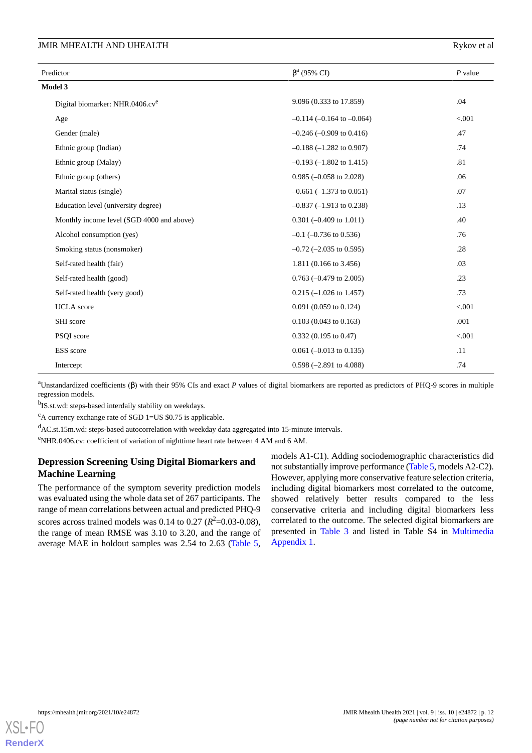| Predictor | β[a] (95% CI) | *P* value |
|---|---|---|
| **Model 3** | | |
| Digital biomarker: NHR.0406.cv[e] | 9.096 (0.333 to 17.859) | .04 |
| Age | –0.114 (–0.164 to –0.064) | <.001 |
| Gender (male) | –0.246 (–0.909 to 0.416) | .47 |
| Ethnic group (Indian) | –0.188 (–1.282 to 0.907) | .74 |
| Ethnic group (Malay) | –0.193 (–1.802 to 1.415) | .81 |
| Ethnic group (others) | 0.985 (–0.058 to 2.028) | .06 |
| Marital status (single) | –0.661 (–1.373 to 0.051) | .07 |
| Education level (university degree) | –0.837 (–1.913 to 0.238) | .13 |
| Monthly income level (SGD 4000 and above) | 0.301 (–0.409 to 1.011) | .40 |
| Alcohol consumption (yes) | –0.1 (–0.736 to 0.536) | .76 |
| Smoking status (nonsmoker) | –0.72 (–2.035 to 0.595) | .28 |
| Self-rated health (fair) | 1.811 (0.166 to 3.456) | .03 |
| Self-rated health (good) | 0.763 (–0.479 to 2.005) | .23 |
| Self-rated health (very good) | 0.215 (–1.026 to 1.457) | .73 |
| UCLA score | 0.091 (0.059 to 0.124) | <.001 |
| SHI score | 0.103 (0.043 to 0.163) | .001 |
| PSQI score | 0.332 (0.195 to 0.47) | <.001 |
| ESS score | 0.061 (–0.013 to 0.135) | .11 |
| Intercept | 0.598 (–2.891 to 4.088) | .74 |

[a]Unstandardized coefficients (β) with their 95% CIs and exact *P* values of digital biomarkers are reported as predictors of PHQ-9 scores in multiple regression models.

[b]IS.st.wd: steps-based interdaily stability on weekdays.

[c]A currency exchange rate of SGD 1=US $0.75 is applicable.

[d]AC.st.15m.wd: steps-based autocorrelation with weekday data aggregated into 15-minute intervals.

[e]NHR.0406.cv: coefficient of variation of nighttime heart rate between 4 AM and 6 AM.

### Depression Screening Using Digital Biomarkers and Machine Learning

The performance of the symptom severity prediction models was evaluated using the whole data set of 267 participants. The range of mean correlations between actual and predicted PHQ-9 scores across trained models was 0.14 to 0.27 ($R^2$=0.03-0.08), the range of mean RMSE was 3.10 to 3.20, and the range of average MAE in holdout samples was 2.54 to 2.63 (Table 5, models A1-C1). Adding sociodemographic characteristics did not substantially improve performance (Table 5, models A2-C2). However, applying more conservative feature selection criteria, including digital biomarkers most correlated to the outcome, showed relatively better results compared to the less conservative criteria and including digital biomarkers less correlated to the outcome. The selected digital biomarkers are presented in Table 3 and listed in Table S4 in Multimedia Appendix 1.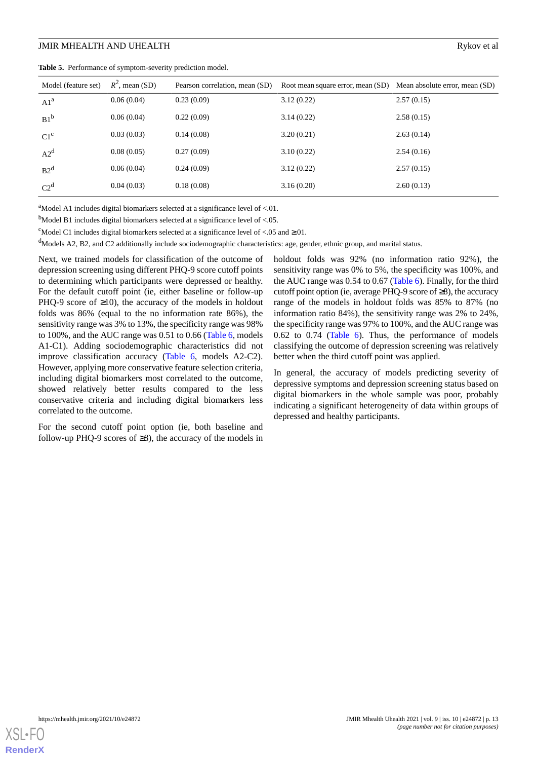**Table 5.** Performance of symptom-severity prediction model.

| Model (feature set) | $R^2$, mean (SD) | Pearson correlation, mean (SD) | Root mean square error, mean (SD) | Mean absolute error, mean (SD) |
|---|---|---|---|---|
| A1[a] | 0.06 (0.04) | 0.23 (0.09) | 3.12 (0.22) | 2.57 (0.15) |
| B1[b] | 0.06 (0.04) | 0.22 (0.09) | 3.14 (0.22) | 2.58 (0.15) |
| C1[c] | 0.03 (0.03) | 0.14 (0.08) | 3.20 (0.21) | 2.63 (0.14) |
| A2[d] | 0.08 (0.05) | 0.27 (0.09) | 3.10 (0.22) | 2.54 (0.16) |
| B2[d] | 0.06 (0.04) | 0.24 (0.09) | 3.12 (0.22) | 2.57 (0.15) |
| C2[d] | 0.04 (0.03) | 0.18 (0.08) | 3.16 (0.20) | 2.60 (0.13) |

[a]Model A1 includes digital biomarkers selected at a significance level of <.01.

[b]Model B1 includes digital biomarkers selected at a significance level of <.05.

[c]Model C1 includes digital biomarkers selected at a significance level of <.05 and ≥.01.

[d]Models A2, B2, and C2 additionally include sociodemographic characteristics: age, gender, ethnic group, and marital status.

Next, we trained models for classification of the outcome of depression screening using different PHQ-9 score cutoff points to determining which participants were depressed or healthy. For the default cutoff point (ie, either baseline or follow-up PHQ-9 score of ≥10), the accuracy of the models in holdout folds was 86% (equal to the no information rate 86%), the sensitivity range was 3% to 13%, the specificity range was 98% to 100%, and the AUC range was 0.51 to 0.66 (Table 6, models A1-C1). Adding sociodemographic characteristics did not improve classification accuracy (Table 6, models A2-C2). However, applying more conservative feature selection criteria, including digital biomarkers most correlated to the outcome, showed relatively better results compared to the less conservative criteria and including digital biomarkers less correlated to the outcome.

For the second cutoff point option (ie, both baseline and follow-up PHQ-9 scores of ≥8), the accuracy of the models in holdout folds was 92% (no information ratio 92%), the sensitivity range was 0% to 5%, the specificity was 100%, and the AUC range was 0.54 to 0.67 (Table 6). Finally, for the third cutoff point option (ie, average PHQ-9 score of ≥8), the accuracy range of the models in holdout folds was 85% to 87% (no information ratio 84%), the sensitivity range was 2% to 24%, the specificity range was 97% to 100%, and the AUC range was 0.62 to 0.74 (Table 6). Thus, the performance of models classifying the outcome of depression screening was relatively better when the third cutoff point was applied.

In general, the accuracy of models predicting severity of depressive symptoms and depression screening status based on digital biomarkers in the whole sample was poor, probably indicating a significant heterogeneity of data within groups of depressed and healthy participants.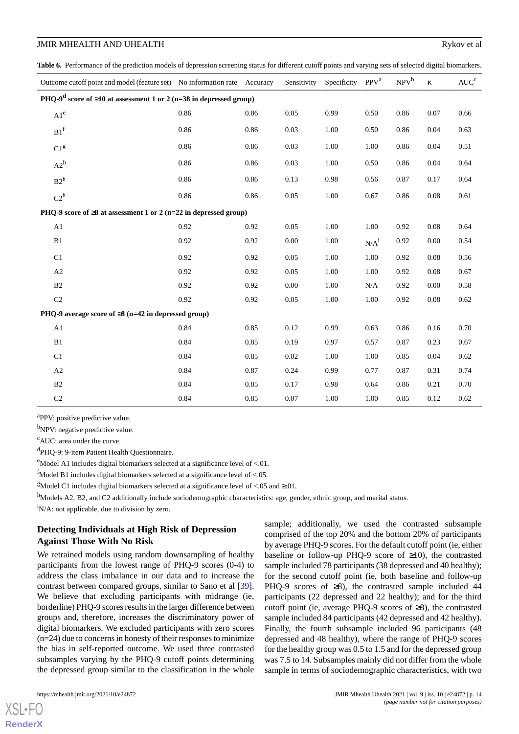**Table 6.** Performance of the prediction models of depression screening status for different cutoff points and varying sets of selected digital biomarkers.

| Outcome cutoff point and model (feature set) | No information rate | Accuracy | Sensitivity | Specificity | PPV[a] | NPV[b] | κ | AUC[c] |
|---|---|---|---|---|---|---|---|---|
| **PHQ-9[d] score of ≥10 at assessment 1 or 2 (n=38 in depressed group)** | | | | | | | | |
| A1[e] | 0.86 | 0.86 | 0.05 | 0.99 | 0.50 | 0.86 | 0.07 | 0.66 |
| B1[f] | 0.86 | 0.86 | 0.03 | 1.00 | 0.50 | 0.86 | 0.04 | 0.63 |
| C1[g] | 0.86 | 0.86 | 0.03 | 1.00 | 1.00 | 0.86 | 0.04 | 0.51 |
| A2[h] | 0.86 | 0.86 | 0.03 | 1.00 | 0.50 | 0.86 | 0.04 | 0.64 |
| B2[h] | 0.86 | 0.86 | 0.13 | 0.98 | 0.56 | 0.87 | 0.17 | 0.64 |
| C2[h] | 0.86 | 0.86 | 0.05 | 1.00 | 0.67 | 0.86 | 0.08 | 0.61 |
| **PHQ-9 score of ≥8 at assessment 1 or 2 (n=22 in depressed group)** | | | | | | | | |
| A1 | 0.92 | 0.92 | 0.05 | 1.00 | 1.00 | 0.92 | 0.08 | 0.64 |
| B1 | 0.92 | 0.92 | 0.00 | 1.00 | N/A[i] | 0.92 | 0.00 | 0.54 |
| C1 | 0.92 | 0.92 | 0.05 | 1.00 | 1.00 | 0.92 | 0.08 | 0.56 |
| A2 | 0.92 | 0.92 | 0.05 | 1.00 | 1.00 | 0.92 | 0.08 | 0.67 |
| B2 | 0.92 | 0.92 | 0.00 | 1.00 | N/A | 0.92 | 0.00 | 0.58 |
| C2 | 0.92 | 0.92 | 0.05 | 1.00 | 1.00 | 0.92 | 0.08 | 0.62 |
| **PHQ-9 average score of ≥8 (n=42 in depressed group)** | | | | | | | | |
| A1 | 0.84 | 0.85 | 0.12 | 0.99 | 0.63 | 0.86 | 0.16 | 0.70 |
| B1 | 0.84 | 0.85 | 0.19 | 0.97 | 0.57 | 0.87 | 0.23 | 0.67 |
| C1 | 0.84 | 0.85 | 0.02 | 1.00 | 1.00 | 0.85 | 0.04 | 0.62 |
| A2 | 0.84 | 0.87 | 0.24 | 0.99 | 0.77 | 0.87 | 0.31 | 0.74 |
| B2 | 0.84 | 0.85 | 0.17 | 0.98 | 0.64 | 0.86 | 0.21 | 0.70 |
| C2 | 0.84 | 0.85 | 0.07 | 1.00 | 1.00 | 0.85 | 0.12 | 0.62 |

[a]PPV: positive predictive value.

[b]NPV: negative predictive value.

[c]AUC: area under the curve.

[d]PHQ-9: 9-item Patient Health Questionnaire.

[e]Model A1 includes digital biomarkers selected at a significance level of <.01.

[f]Model B1 includes digital biomarkers selected at a significance level of <.05.

[g]Model C1 includes digital biomarkers selected at a significance level of <.05 and ≥.01.

[h]Models A2, B2, and C2 additionally include sociodemographic characteristics: age, gender, ethnic group, and marital status.

[i]N/A: not applicable, due to division by zero.

## Detecting Individuals at High Risk of Depression Against Those With No Risk

We retrained models using random downsampling of healthy participants from the lowest range of PHQ-9 scores (0-4) to address the class imbalance in our data and to increase the contrast between compared groups, similar to Sano et al [39]. We believe that excluding participants with midrange (ie, borderline) PHQ-9 scores results in the larger difference between groups and, therefore, increases the discriminatory power of digital biomarkers. We excluded participants with zero scores (n=24) due to concerns in honesty of their responses to minimize the bias in self-reported outcome. We used three contrasted subsamples varying by the PHQ-9 cutoff points determining the depressed group similar to the classification in the whole sample; additionally, we used the contrasted subsample comprised of the top 20% and the bottom 20% of participants by average PHQ-9 scores. For the default cutoff point (ie, either baseline or follow-up PHQ-9 score of ≥10), the contrasted sample included 78 participants (38 depressed and 40 healthy); for the second cutoff point (ie, both baseline and follow-up PHQ-9 scores of ≥8), the contrasted sample included 44 participants (22 depressed and 22 healthy); and for the third cutoff point (ie, average PHQ-9 scores of ≥8), the contrasted sample included 84 participants (42 depressed and 42 healthy). Finally, the fourth subsample included 96 participants (48 depressed and 48 healthy), where the range of PHQ-9 scores for the healthy group was 0.5 to 1.5 and for the depressed group was 7.5 to 14. Subsamples mainly did not differ from the whole sample in terms of sociodemographic characteristics, with two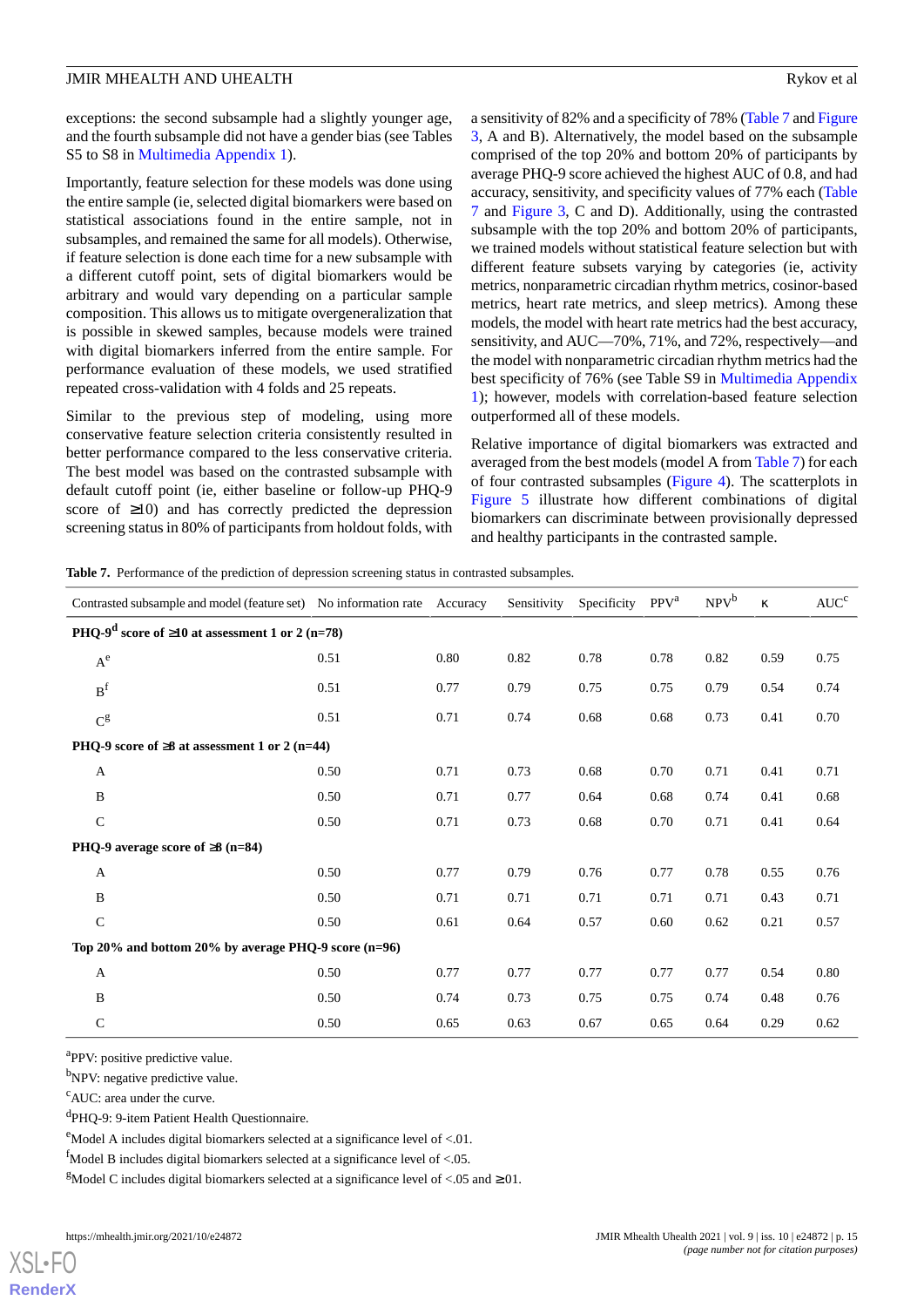exceptions: the second subsample had a slightly younger age, and the fourth subsample did not have a gender bias (see Tables S5 to S8 in Multimedia Appendix 1).

Importantly, feature selection for these models was done using the entire sample (ie, selected digital biomarkers were based on statistical associations found in the entire sample, not in subsamples, and remained the same for all models). Otherwise, if feature selection is done each time for a new subsample with a different cutoff point, sets of digital biomarkers would be arbitrary and would vary depending on a particular sample composition. This allows us to mitigate overgeneralization that is possible in skewed samples, because models were trained with digital biomarkers inferred from the entire sample. For performance evaluation of these models, we used stratified repeated cross-validation with 4 folds and 25 repeats.

Similar to the previous step of modeling, using more conservative feature selection criteria consistently resulted in better performance compared to the less conservative criteria. The best model was based on the contrasted subsample with default cutoff point (ie, either baseline or follow-up PHQ-9 score of ≥10) and has correctly predicted the depression screening status in 80% of participants from holdout folds, with a sensitivity of 82% and a specificity of 78% (Table 7 and Figure 3, A and B). Alternatively, the model based on the subsample comprised of the top 20% and bottom 20% of participants by average PHQ-9 score achieved the highest AUC of 0.8, and had accuracy, sensitivity, and specificity values of 77% each (Table 7 and Figure 3, C and D). Additionally, using the contrasted subsample with the top 20% and bottom 20% of participants, we trained models without statistical feature selection but with different feature subsets varying by categories (ie, activity metrics, nonparametric circadian rhythm metrics, cosinor-based metrics, heart rate metrics, and sleep metrics). Among these models, the model with heart rate metrics had the best accuracy, sensitivity, and AUC—70%, 71%, and 72%, respectively—and the model with nonparametric circadian rhythm metrics had the best specificity of 76% (see Table S9 in Multimedia Appendix 1); however, models with correlation-based feature selection outperformed all of these models.

Relative importance of digital biomarkers was extracted and averaged from the best models (model A from Table 7) for each of four contrasted subsamples (Figure 4). The scatterplots in Figure 5 illustrate how different combinations of digital biomarkers can discriminate between provisionally depressed and healthy participants in the contrasted sample.

**Table 7.** Performance of the prediction of depression screening status in contrasted subsamples.

| Contrasted subsample and model (feature set) | No information rate | Accuracy | Sensitivity | Specificity | PPV[a] | NPV[b] | κ | AUC[c] |
|---|---|---|---|---|---|---|---|---|
| **PHQ-9[d] score of ≥10 at assessment 1 or 2 (n=78)** | | | | | | | | |
| A[e] | 0.51 | 0.80 | 0.82 | 0.78 | 0.78 | 0.82 | 0.59 | 0.75 |
| B[f] | 0.51 | 0.77 | 0.79 | 0.75 | 0.75 | 0.79 | 0.54 | 0.74 |
| C[g] | 0.51 | 0.71 | 0.74 | 0.68 | 0.68 | 0.73 | 0.41 | 0.70 |
| **PHQ-9 score of ≥8 at assessment 1 or 2 (n=44)** | | | | | | | | |
| A | 0.50 | 0.71 | 0.73 | 0.68 | 0.70 | 0.71 | 0.41 | 0.71 |
| B | 0.50 | 0.71 | 0.77 | 0.64 | 0.68 | 0.74 | 0.41 | 0.68 |
| C | 0.50 | 0.71 | 0.73 | 0.68 | 0.70 | 0.71 | 0.41 | 0.64 |
| **PHQ-9 average score of ≥8 (n=84)** | | | | | | | | |
| A | 0.50 | 0.77 | 0.79 | 0.76 | 0.77 | 0.78 | 0.55 | 0.76 |
| B | 0.50 | 0.71 | 0.71 | 0.71 | 0.71 | 0.71 | 0.43 | 0.71 |
| C | 0.50 | 0.61 | 0.64 | 0.57 | 0.60 | 0.62 | 0.21 | 0.57 |
| **Top 20% and bottom 20% by average PHQ-9 score (n=96)** | | | | | | | | |
| A | 0.50 | 0.77 | 0.77 | 0.77 | 0.77 | 0.77 | 0.54 | 0.80 |
| B | 0.50 | 0.74 | 0.73 | 0.75 | 0.75 | 0.74 | 0.48 | 0.76 |
| C | 0.50 | 0.65 | 0.63 | 0.67 | 0.65 | 0.64 | 0.29 | 0.62 |

[a]PPV: positive predictive value.

[b]NPV: negative predictive value.

[c]AUC: area under the curve.

[d]PHQ-9: 9-item Patient Health Questionnaire.

[e]Model A includes digital biomarkers selected at a significance level of <.01.

[f]Model B includes digital biomarkers selected at a significance level of <.05.

[g]Model C includes digital biomarkers selected at a significance level of <.05 and ≥.01.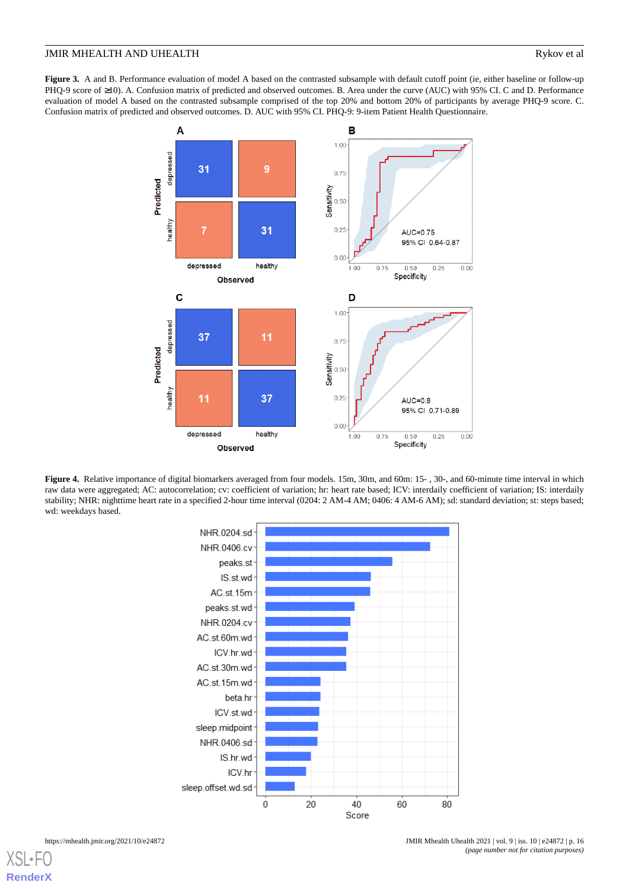**Figure 3.** A and B. Performance evaluation of model A based on the contrasted subsample with default cutoff point (ie, either baseline or follow-up PHQ-9 score of ≥10). A. Confusion matrix of predicted and observed outcomes. B. Area under the curve (AUC) with 95% CI. C and D. Performance evaluation of model A based on the contrasted subsample comprised of the top 20% and bottom 20% of participants by average PHQ-9 score. C. Confusion matrix of predicted and observed outcomes. D. AUC with 95% CI. PHQ-9: 9-item Patient Health Questionnaire.

**Figure 4.** Relative importance of digital biomarkers averaged from four models. 15m, 30m, and 60m: 15- , 30-, and 60-minute time interval in which raw data were aggregated; AC: autocorrelation; cv: coefficient of variation; hr: heart rate based; ICV: interdaily coefficient of variation; IS: interdaily stability; NHR: nighttime heart rate in a specified 2-hour time interval (0204: 2 AM-4 AM; 0406: 4 AM-6 AM); sd: standard deviation; st: steps based; wd: weekdays based.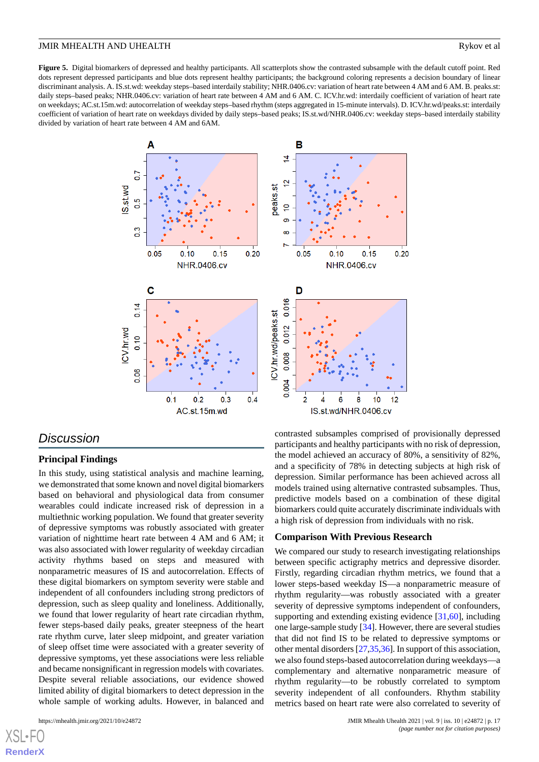**Figure 5.** Digital biomarkers of depressed and healthy participants. All scatterplots show the contrasted subsample with the default cutoff point. Red dots represent depressed participants and blue dots represent healthy participants; the background coloring represents a decision boundary of linear discriminant analysis. A. IS.st.wd: weekday steps–based interdaily stability; NHR.0406.cv: variation of heart rate between 4 AM and 6 AM. B. peaks.st: daily steps–based peaks; NHR.0406.cv: variation of heart rate between 4 AM and 6 AM. C. ICV.hr.wd: interdaily coefficient of variation of heart rate on weekdays; AC.st.15m.wd: autocorrelation of weekday steps–based rhythm (steps aggregated in 15-minute intervals). D. ICV.hr.wd/peaks.st: interdaily coefficient of variation of heart rate on weekdays divided by daily steps–based peaks; IS.st.wd/NHR.0406.cv: weekday steps–based interdaily stability divided by variation of heart rate between 4 AM and 6AM.

## Discussion

### Principal Findings

In this study, using statistical analysis and machine learning, we demonstrated that some known and novel digital biomarkers based on behavioral and physiological data from consumer wearables could indicate increased risk of depression in a multiethnic working population. We found that greater severity of depressive symptoms was robustly associated with greater variation of nighttime heart rate between 4 AM and 6 AM; it was also associated with lower regularity of weekday circadian activity rhythms based on steps and measured with nonparametric measures of IS and autocorrelation. Effects of these digital biomarkers on symptom severity were stable and independent of all confounders including strong predictors of depression, such as sleep quality and loneliness. Additionally, we found that lower regularity of heart rate circadian rhythm, fewer steps-based daily peaks, greater steepness of the heart rate rhythm curve, later sleep midpoint, and greater variation of sleep offset time were associated with a greater severity of depressive symptoms, yet these associations were less reliable and became nonsignificant in regression models with covariates. Despite several reliable associations, our evidence showed limited ability of digital biomarkers to detect depression in the whole sample of working adults. However, in balanced and contrasted subsamples comprised of provisionally depressed participants and healthy participants with no risk of depression, the model achieved an accuracy of 80%, a sensitivity of 82%, and a specificity of 78% in detecting subjects at high risk of depression. Similar performance has been achieved across all models trained using alternative contrasted subsamples. Thus, predictive models based on a combination of these digital biomarkers could quite accurately discriminate individuals with a high risk of depression from individuals with no risk.

### Comparison With Previous Research

We compared our study to research investigating relationships between specific actigraphy metrics and depressive disorder. Firstly, regarding circadian rhythm metrics, we found that a lower steps-based weekday IS—a nonparametric measure of rhythm regularity—was robustly associated with a greater severity of depressive symptoms independent of confounders, supporting and extending existing evidence [31,60], including one large-sample study [34]. However, there are several studies that did not find IS to be related to depressive symptoms or other mental disorders [27,35,36]. In support of this association, we also found steps-based autocorrelation during weekdays—a complementary and alternative nonparametric measure of rhythm regularity—to be robustly correlated to symptom severity independent of all confounders. Rhythm stability metrics based on heart rate were also correlated to severity of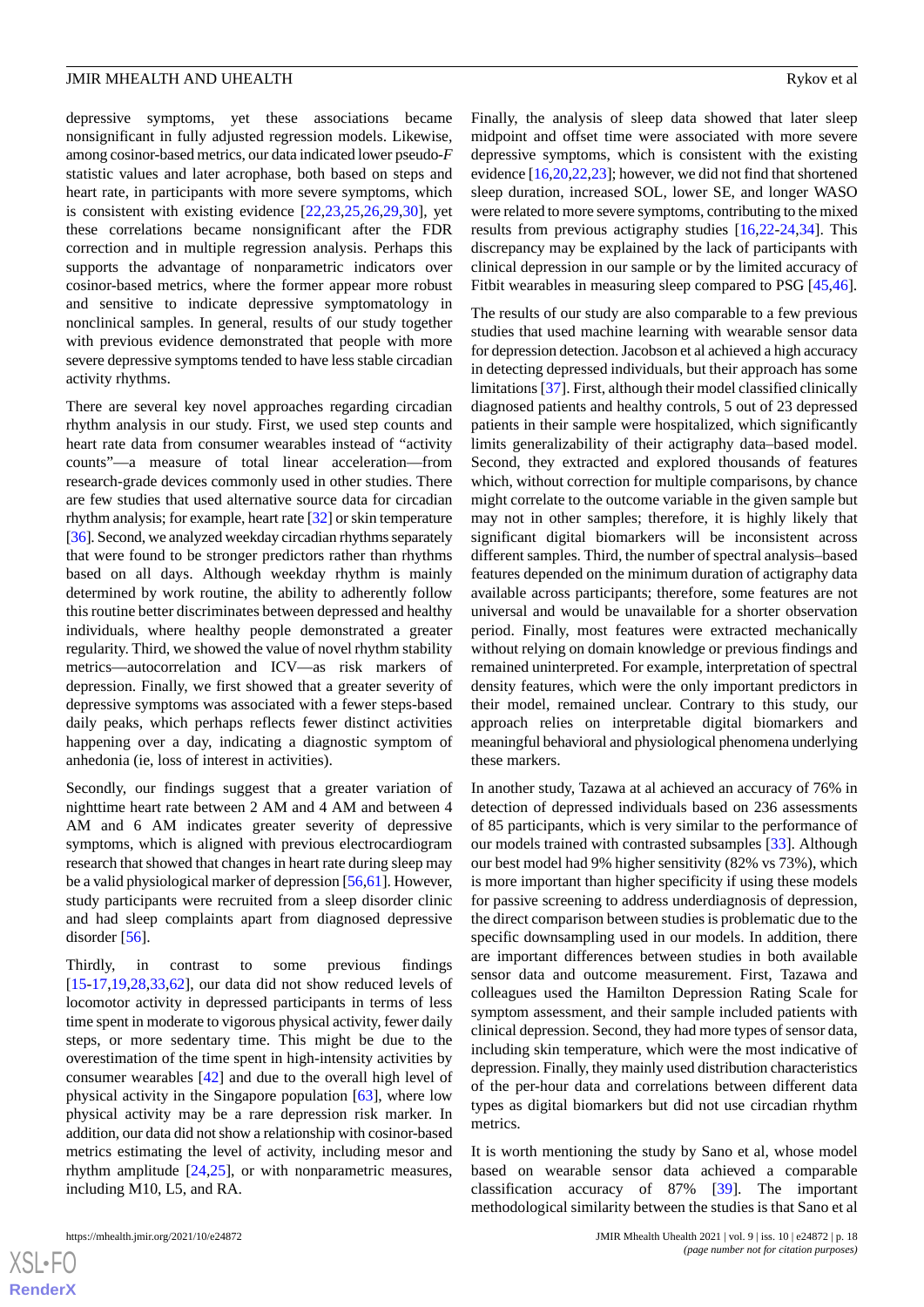depressive symptoms, yet these associations became nonsignificant in fully adjusted regression models. Likewise, among cosinor-based metrics, our data indicated lower pseudo-*F* statistic values and later acrophase, both based on steps and heart rate, in participants with more severe symptoms, which is consistent with existing evidence [22,23,25,26,29,30], yet these correlations became nonsignificant after the FDR correction and in multiple regression analysis. Perhaps this supports the advantage of nonparametric indicators over cosinor-based metrics, where the former appear more robust and sensitive to indicate depressive symptomatology in nonclinical samples. In general, results of our study together with previous evidence demonstrated that people with more severe depressive symptoms tended to have less stable circadian activity rhythms.

There are several key novel approaches regarding circadian rhythm analysis in our study. First, we used step counts and heart rate data from consumer wearables instead of "activity counts"—a measure of total linear acceleration—from research-grade devices commonly used in other studies. There are few studies that used alternative source data for circadian rhythm analysis; for example, heart rate [32] or skin temperature [36]. Second, we analyzed weekday circadian rhythms separately that were found to be stronger predictors rather than rhythms based on all days. Although weekday rhythm is mainly determined by work routine, the ability to adherently follow this routine better discriminates between depressed and healthy individuals, where healthy people demonstrated a greater regularity. Third, we showed the value of novel rhythm stability metrics—autocorrelation and ICV—as risk markers of depression. Finally, we first showed that a greater severity of depressive symptoms was associated with a fewer steps-based daily peaks, which perhaps reflects fewer distinct activities happening over a day, indicating a diagnostic symptom of anhedonia (ie, loss of interest in activities).

Secondly, our findings suggest that a greater variation of nighttime heart rate between 2 AM and 4 AM and between 4 AM and 6 AM indicates greater severity of depressive symptoms, which is aligned with previous electrocardiogram research that showed that changes in heart rate during sleep may be a valid physiological marker of depression [56,61]. However, study participants were recruited from a sleep disorder clinic and had sleep complaints apart from diagnosed depressive disorder [56].

Thirdly, in contrast to some previous findings [15-17,19,28,33,62], our data did not show reduced levels of locomotor activity in depressed participants in terms of less time spent in moderate to vigorous physical activity, fewer daily steps, or more sedentary time. This might be due to the overestimation of the time spent in high-intensity activities by consumer wearables [42] and due to the overall high level of physical activity in the Singapore population [63], where low physical activity may be a rare depression risk marker. In addition, our data did not show a relationship with cosinor-based metrics estimating the level of activity, including mesor and rhythm amplitude [24,25], or with nonparametric measures, including M10, L5, and RA.

Finally, the analysis of sleep data showed that later sleep midpoint and offset time were associated with more severe depressive symptoms, which is consistent with the existing evidence [16,20,22,23]; however, we did not find that shortened sleep duration, increased SOL, lower SE, and longer WASO were related to more severe symptoms, contributing to the mixed results from previous actigraphy studies [16,22-24,34]. This discrepancy may be explained by the lack of participants with clinical depression in our sample or by the limited accuracy of Fitbit wearables in measuring sleep compared to PSG [45,46].

The results of our study are also comparable to a few previous studies that used machine learning with wearable sensor data for depression detection. Jacobson et al achieved a high accuracy in detecting depressed individuals, but their approach has some limitations [37]. First, although their model classified clinically diagnosed patients and healthy controls, 5 out of 23 depressed patients in their sample were hospitalized, which significantly limits generalizability of their actigraphy data–based model. Second, they extracted and explored thousands of features which, without correction for multiple comparisons, by chance might correlate to the outcome variable in the given sample but may not in other samples; therefore, it is highly likely that significant digital biomarkers will be inconsistent across different samples. Third, the number of spectral analysis–based features depended on the minimum duration of actigraphy data available across participants; therefore, some features are not universal and would be unavailable for a shorter observation period. Finally, most features were extracted mechanically without relying on domain knowledge or previous findings and remained uninterpreted. For example, interpretation of spectral density features, which were the only important predictors in their model, remained unclear. Contrary to this study, our approach relies on interpretable digital biomarkers and meaningful behavioral and physiological phenomena underlying these markers.

In another study, Tazawa at al achieved an accuracy of 76% in detection of depressed individuals based on 236 assessments of 85 participants, which is very similar to the performance of our models trained with contrasted subsamples [33]. Although our best model had 9% higher sensitivity (82% vs 73%), which is more important than higher specificity if using these models for passive screening to address underdiagnosis of depression, the direct comparison between studies is problematic due to the specific downsampling used in our models. In addition, there are important differences between studies in both available sensor data and outcome measurement. First, Tazawa and colleagues used the Hamilton Depression Rating Scale for symptom assessment, and their sample included patients with clinical depression. Second, they had more types of sensor data, including skin temperature, which were the most indicative of depression. Finally, they mainly used distribution characteristics of the per-hour data and correlations between different data types as digital biomarkers but did not use circadian rhythm metrics.

It is worth mentioning the study by Sano et al, whose model based on wearable sensor data achieved a comparable classification accuracy of 87% [39]. The important methodological similarity between the studies is that Sano et al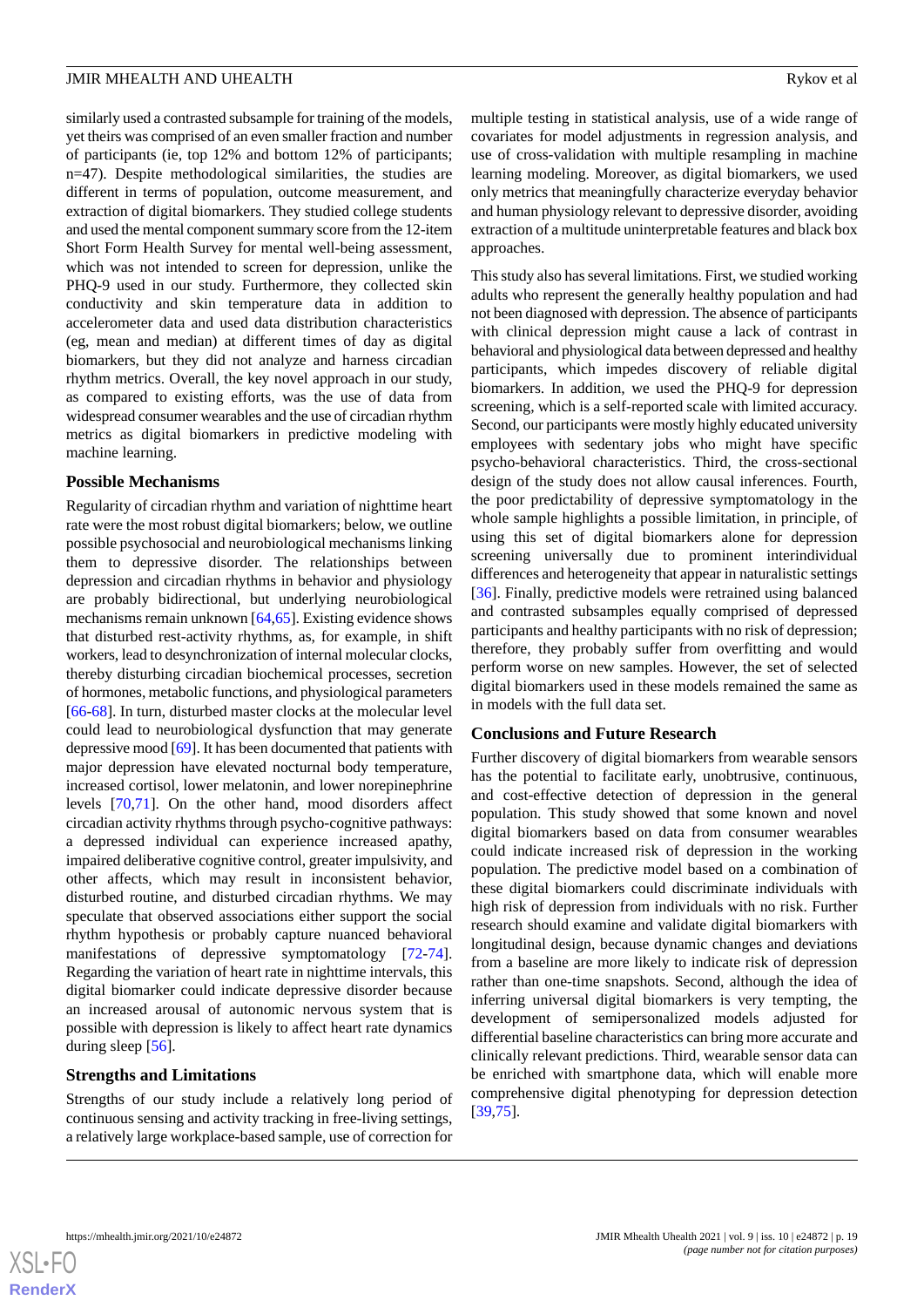similarly used a contrasted subsample for training of the models, yet theirs was comprised of an even smaller fraction and number of participants (ie, top 12% and bottom 12% of participants; n=47). Despite methodological similarities, the studies are different in terms of population, outcome measurement, and extraction of digital biomarkers. They studied college students and used the mental component summary score from the 12-item Short Form Health Survey for mental well-being assessment, which was not intended to screen for depression, unlike the PHQ-9 used in our study. Furthermore, they collected skin conductivity and skin temperature data in addition to accelerometer data and used data distribution characteristics (eg, mean and median) at different times of day as digital biomarkers, but they did not analyze and harness circadian rhythm metrics. Overall, the key novel approach in our study, as compared to existing efforts, was the use of data from widespread consumer wearables and the use of circadian rhythm metrics as digital biomarkers in predictive modeling with machine learning.

### Possible Mechanisms

Regularity of circadian rhythm and variation of nighttime heart rate were the most robust digital biomarkers; below, we outline possible psychosocial and neurobiological mechanisms linking them to depressive disorder. The relationships between depression and circadian rhythms in behavior and physiology are probably bidirectional, but underlying neurobiological mechanisms remain unknown [64,65]. Existing evidence shows that disturbed rest-activity rhythms, as, for example, in shift workers, lead to desynchronization of internal molecular clocks, thereby disturbing circadian biochemical processes, secretion of hormones, metabolic functions, and physiological parameters [66-68]. In turn, disturbed master clocks at the molecular level could lead to neurobiological dysfunction that may generate depressive mood [69]. It has been documented that patients with major depression have elevated nocturnal body temperature, increased cortisol, lower melatonin, and lower norepinephrine levels [70,71]. On the other hand, mood disorders affect circadian activity rhythms through psycho-cognitive pathways: a depressed individual can experience increased apathy, impaired deliberative cognitive control, greater impulsivity, and other affects, which may result in inconsistent behavior, disturbed routine, and disturbed circadian rhythms. We may speculate that observed associations either support the social rhythm hypothesis or probably capture nuanced behavioral manifestations of depressive symptomatology [72-74]. Regarding the variation of heart rate in nighttime intervals, this digital biomarker could indicate depressive disorder because an increased arousal of autonomic nervous system that is possible with depression is likely to affect heart rate dynamics during sleep [56].

### Strengths and Limitations

Strengths of our study include a relatively long period of continuous sensing and activity tracking in free-living settings, a relatively large workplace-based sample, use of correction for multiple testing in statistical analysis, use of a wide range of covariates for model adjustments in regression analysis, and use of cross-validation with multiple resampling in machine learning modeling. Moreover, as digital biomarkers, we used only metrics that meaningfully characterize everyday behavior and human physiology relevant to depressive disorder, avoiding extraction of a multitude uninterpretable features and black box approaches.

This study also has several limitations. First, we studied working adults who represent the generally healthy population and had not been diagnosed with depression. The absence of participants with clinical depression might cause a lack of contrast in behavioral and physiological data between depressed and healthy participants, which impedes discovery of reliable digital biomarkers. In addition, we used the PHQ-9 for depression screening, which is a self-reported scale with limited accuracy. Second, our participants were mostly highly educated university employees with sedentary jobs who might have specific psycho-behavioral characteristics. Third, the cross-sectional design of the study does not allow causal inferences. Fourth, the poor predictability of depressive symptomatology in the whole sample highlights a possible limitation, in principle, of using this set of digital biomarkers alone for depression screening universally due to prominent interindividual differences and heterogeneity that appear in naturalistic settings [36]. Finally, predictive models were retrained using balanced and contrasted subsamples equally comprised of depressed participants and healthy participants with no risk of depression; therefore, they probably suffer from overfitting and would perform worse on new samples. However, the set of selected digital biomarkers used in these models remained the same as in models with the full data set.

### Conclusions and Future Research

Further discovery of digital biomarkers from wearable sensors has the potential to facilitate early, unobtrusive, continuous, and cost-effective detection of depression in the general population. This study showed that some known and novel digital biomarkers based on data from consumer wearables could indicate increased risk of depression in the working population. The predictive model based on a combination of these digital biomarkers could discriminate individuals with high risk of depression from individuals with no risk. Further research should examine and validate digital biomarkers with longitudinal design, because dynamic changes and deviations from a baseline are more likely to indicate risk of depression rather than one-time snapshots. Second, although the idea of inferring universal digital biomarkers is very tempting, the development of semipersonalized models adjusted for differential baseline characteristics can bring more accurate and clinically relevant predictions. Third, wearable sensor data can be enriched with smartphone data, which will enable more comprehensive digital phenotyping for depression detection [39,75].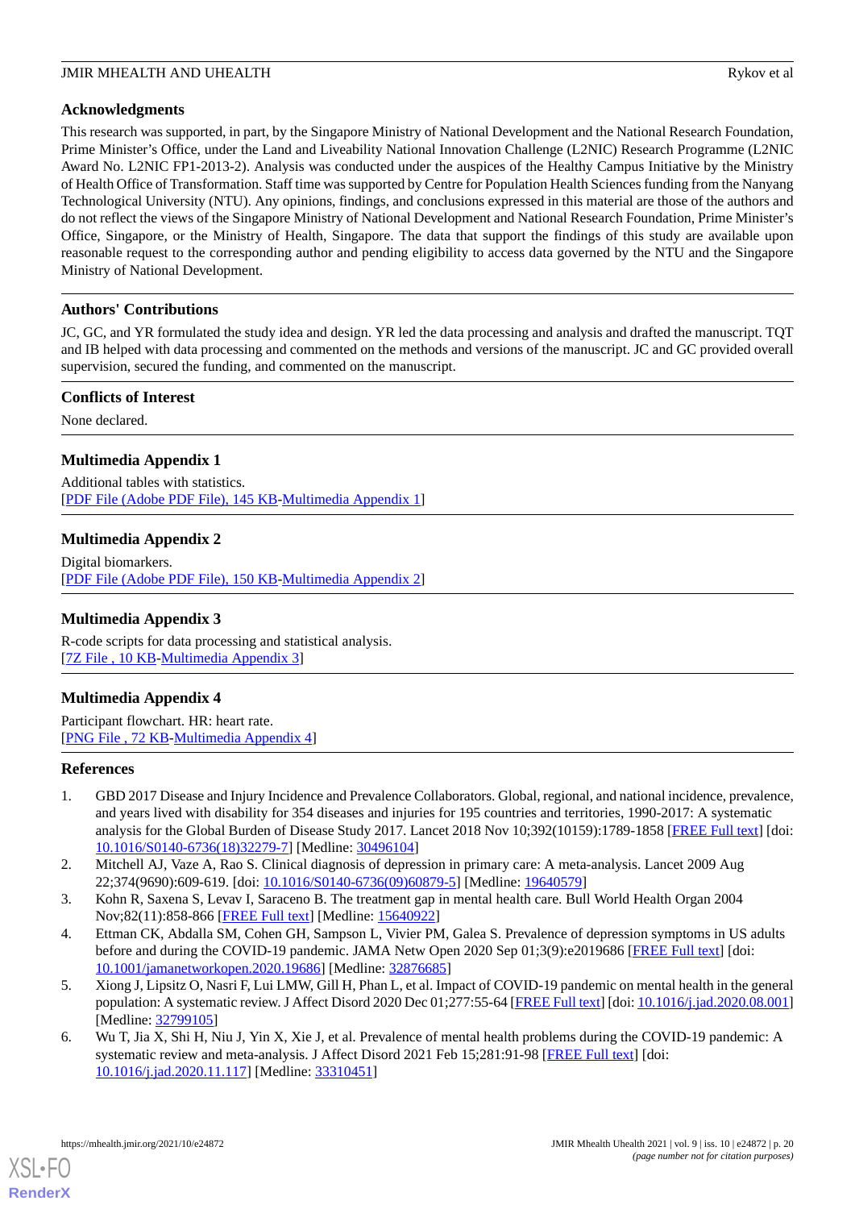## Acknowledgments

This research was supported, in part, by the Singapore Ministry of National Development and the National Research Foundation, Prime Minister's Office, under the Land and Liveability National Innovation Challenge (L2NIC) Research Programme (L2NIC Award No. L2NIC FP1-2013-2). Analysis was conducted under the auspices of the Healthy Campus Initiative by the Ministry of Health Office of Transformation. Staff time was supported by Centre for Population Health Sciences funding from the Nanyang Technological University (NTU). Any opinions, findings, and conclusions expressed in this material are those of the authors and do not reflect the views of the Singapore Ministry of National Development and National Research Foundation, Prime Minister's Office, Singapore, or the Ministry of Health, Singapore. The data that support the findings of this study are available upon reasonable request to the corresponding author and pending eligibility to access data governed by the NTU and the Singapore Ministry of National Development.

## Authors' Contributions

JC, GC, and YR formulated the study idea and design. YR led the data processing and analysis and drafted the manuscript. TQT and IB helped with data processing and commented on the methods and versions of the manuscript. JC and GC provided overall supervision, secured the funding, and commented on the manuscript.

## Conflicts of Interest

None declared.

## Multimedia Appendix 1

Additional tables with statistics.
[PDF File (Adobe PDF File), 145 KB-Multimedia Appendix 1]

## Multimedia Appendix 2

Digital biomarkers.
[PDF File (Adobe PDF File), 150 KB-Multimedia Appendix 2]

## Multimedia Appendix 3

R-code scripts for data processing and statistical analysis.
[7Z File , 10 KB-Multimedia Appendix 3]

## Multimedia Appendix 4

Participant flowchart. HR: heart rate.
[PNG File , 72 KB-Multimedia Appendix 4]

## References

1. GBD 2017 Disease and Injury Incidence and Prevalence Collaborators. Global, regional, and national incidence, prevalence, and years lived with disability for 354 diseases and injuries for 195 countries and territories, 1990-2017: A systematic analysis for the Global Burden of Disease Study 2017. Lancet 2018 Nov 10;392(10159):1789-1858 [FREE Full text] [doi: 10.1016/S0140-6736(18)32279-7] [Medline: 30496104]
2. Mitchell AJ, Vaze A, Rao S. Clinical diagnosis of depression in primary care: A meta-analysis. Lancet 2009 Aug 22;374(9690):609-619. [doi: 10.1016/S0140-6736(09)60879-5] [Medline: 19640579]
3. Kohn R, Saxena S, Levav I, Saraceno B. The treatment gap in mental health care. Bull World Health Organ 2004 Nov;82(11):858-866 [FREE Full text] [Medline: 15640922]
4. Ettman CK, Abdalla SM, Cohen GH, Sampson L, Vivier PM, Galea S. Prevalence of depression symptoms in US adults before and during the COVID-19 pandemic. JAMA Netw Open 2020 Sep 01;3(9):e2019686 [FREE Full text] [doi: 10.1001/jamanetworkopen.2020.19686] [Medline: 32876685]
5. Xiong J, Lipsitz O, Nasri F, Lui LMW, Gill H, Phan L, et al. Impact of COVID-19 pandemic on mental health in the general population: A systematic review. J Affect Disord 2020 Dec 01;277:55-64 [FREE Full text] [doi: 10.1016/j.jad.2020.08.001] [Medline: 32799105]
6. Wu T, Jia X, Shi H, Niu J, Yin X, Xie J, et al. Prevalence of mental health problems during the COVID-19 pandemic: A systematic review and meta-analysis. J Affect Disord 2021 Feb 15;281:91-98 [FREE Full text] [doi: 10.1016/j.jad.2020.11.117] [Medline: 33310451]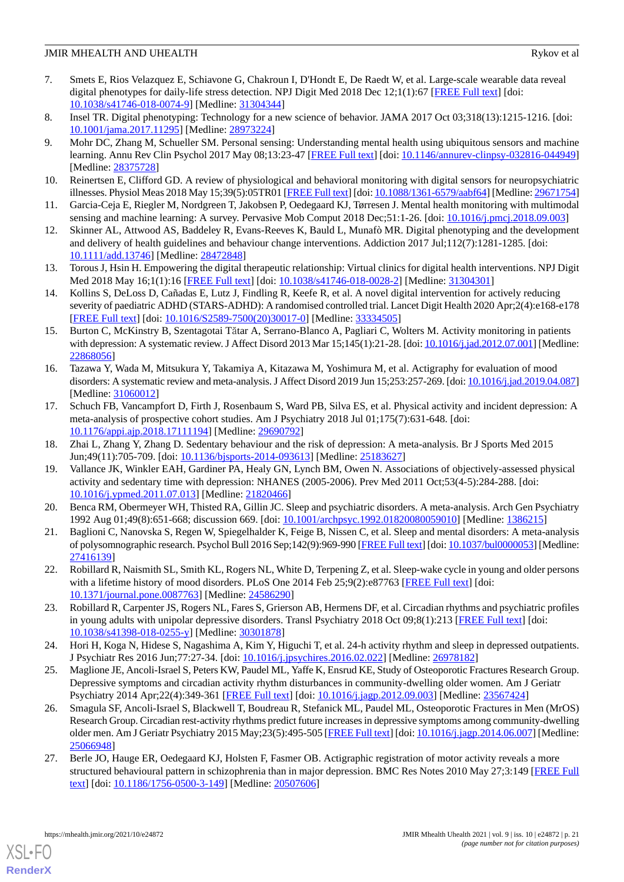7. Smets E, Rios Velazquez E, Schiavone G, Chakroun I, D'Hondt E, De Raedt W, et al. Large-scale wearable data reveal digital phenotypes for daily-life stress detection. NPJ Digit Med 2018 Dec 12;1(1):67 [FREE Full text] [doi: 10.1038/s41746-018-0074-9] [Medline: 31304344]
8. Insel TR. Digital phenotyping: Technology for a new science of behavior. JAMA 2017 Oct 03;318(13):1215-1216. [doi: 10.1001/jama.2017.11295] [Medline: 28973224]
9. Mohr DC, Zhang M, Schueller SM. Personal sensing: Understanding mental health using ubiquitous sensors and machine learning. Annu Rev Clin Psychol 2017 May 08;13:23-47 [FREE Full text] [doi: 10.1146/annurev-clinpsy-032816-044949] [Medline: 28375728]
10. Reinertsen E, Clifford GD. A review of physiological and behavioral monitoring with digital sensors for neuropsychiatric illnesses. Physiol Meas 2018 May 15;39(5):05TR01 [FREE Full text] [doi: 10.1088/1361-6579/aabf64] [Medline: 29671754]
11. Garcia-Ceja E, Riegler M, Nordgreen T, Jakobsen P, Oedegaard KJ, Tørresen J. Mental health monitoring with multimodal sensing and machine learning: A survey. Pervasive Mob Comput 2018 Dec;51:1-26. [doi: 10.1016/j.pmcj.2018.09.003]
12. Skinner AL, Attwood AS, Baddeley R, Evans-Reeves K, Bauld L, Munafò MR. Digital phenotyping and the development and delivery of health guidelines and behaviour change interventions. Addiction 2017 Jul;112(7):1281-1285. [doi: 10.1111/add.13746] [Medline: 28472848]
13. Torous J, Hsin H. Empowering the digital therapeutic relationship: Virtual clinics for digital health interventions. NPJ Digit Med 2018 May 16;1(1):16 [FREE Full text] [doi: 10.1038/s41746-018-0028-2] [Medline: 31304301]
14. Kollins S, DeLoss D, Cañadas E, Lutz J, Findling R, Keefe R, et al. A novel digital intervention for actively reducing severity of paediatric ADHD (STARS-ADHD): A randomised controlled trial. Lancet Digit Health 2020 Apr;2(4):e168-e178 [FREE Full text] [doi: 10.1016/S2589-7500(20)30017-0] [Medline: 33334505]
15. Burton C, McKinstry B, Szentagotai Tătar A, Serrano-Blanco A, Pagliari C, Wolters M. Activity monitoring in patients with depression: A systematic review. J Affect Disord 2013 Mar 15;145(1):21-28. [doi: 10.1016/j.jad.2012.07.001] [Medline: 22868056]
16. Tazawa Y, Wada M, Mitsukura Y, Takamiya A, Kitazawa M, Yoshimura M, et al. Actigraphy for evaluation of mood disorders: A systematic review and meta-analysis. J Affect Disord 2019 Jun 15;253:257-269. [doi: 10.1016/j.jad.2019.04.087] [Medline: 31060012]
17. Schuch FB, Vancampfort D, Firth J, Rosenbaum S, Ward PB, Silva ES, et al. Physical activity and incident depression: A meta-analysis of prospective cohort studies. Am J Psychiatry 2018 Jul 01;175(7):631-648. [doi: 10.1176/appi.ajp.2018.17111194] [Medline: 29690792]
18. Zhai L, Zhang Y, Zhang D. Sedentary behaviour and the risk of depression: A meta-analysis. Br J Sports Med 2015 Jun;49(11):705-709. [doi: 10.1136/bjsports-2014-093613] [Medline: 25183627]
19. Vallance JK, Winkler EAH, Gardiner PA, Healy GN, Lynch BM, Owen N. Associations of objectively-assessed physical activity and sedentary time with depression: NHANES (2005-2006). Prev Med 2011 Oct;53(4-5):284-288. [doi: 10.1016/j.ypmed.2011.07.013] [Medline: 21820466]
20. Benca RM, Obermeyer WH, Thisted RA, Gillin JC. Sleep and psychiatric disorders. A meta-analysis. Arch Gen Psychiatry 1992 Aug 01;49(8):651-668; discussion 669. [doi: 10.1001/archpsyc.1992.01820080059010] [Medline: 1386215]
21. Baglioni C, Nanovska S, Regen W, Spiegelhalder K, Feige B, Nissen C, et al. Sleep and mental disorders: A meta-analysis of polysomnographic research. Psychol Bull 2016 Sep;142(9):969-990 [FREE Full text] [doi: 10.1037/bul0000053] [Medline: 27416139]
22. Robillard R, Naismith SL, Smith KL, Rogers NL, White D, Terpening Z, et al. Sleep-wake cycle in young and older persons with a lifetime history of mood disorders. PLoS One 2014 Feb 25;9(2):e87763 [FREE Full text] [doi: 10.1371/journal.pone.0087763] [Medline: 24586290]
23. Robillard R, Carpenter JS, Rogers NL, Fares S, Grierson AB, Hermens DF, et al. Circadian rhythms and psychiatric profiles in young adults with unipolar depressive disorders. Transl Psychiatry 2018 Oct 09;8(1):213 [FREE Full text] [doi: 10.1038/s41398-018-0255-y] [Medline: 30301878]
24. Hori H, Koga N, Hidese S, Nagashima A, Kim Y, Higuchi T, et al. 24-h activity rhythm and sleep in depressed outpatients. J Psychiatr Res 2016 Jun;77:27-34. [doi: 10.1016/j.jpsychires.2016.02.022] [Medline: 26978182]
25. Maglione JE, Ancoli-Israel S, Peters KW, Paudel ML, Yaffe K, Ensrud KE, Study of Osteoporotic Fractures Research Group. Depressive symptoms and circadian activity rhythm disturbances in community-dwelling older women. Am J Geriatr Psychiatry 2014 Apr;22(4):349-361 [FREE Full text] [doi: 10.1016/j.jagp.2012.09.003] [Medline: 23567424]
26. Smagula SF, Ancoli-Israel S, Blackwell T, Boudreau R, Stefanick ML, Paudel ML, Osteoporotic Fractures in Men (MrOS) Research Group. Circadian rest-activity rhythms predict future increases in depressive symptoms among community-dwelling older men. Am J Geriatr Psychiatry 2015 May;23(5):495-505 [FREE Full text] [doi: 10.1016/j.jagp.2014.06.007] [Medline: 25066948]
27. Berle JO, Hauge ER, Oedegaard KJ, Holsten F, Fasmer OB. Actigraphic registration of motor activity reveals a more structured behavioural pattern in schizophrenia than in major depression. BMC Res Notes 2010 May 27;3:149 [FREE Full text] [doi: 10.1186/1756-0500-3-149] [Medline: 20507606]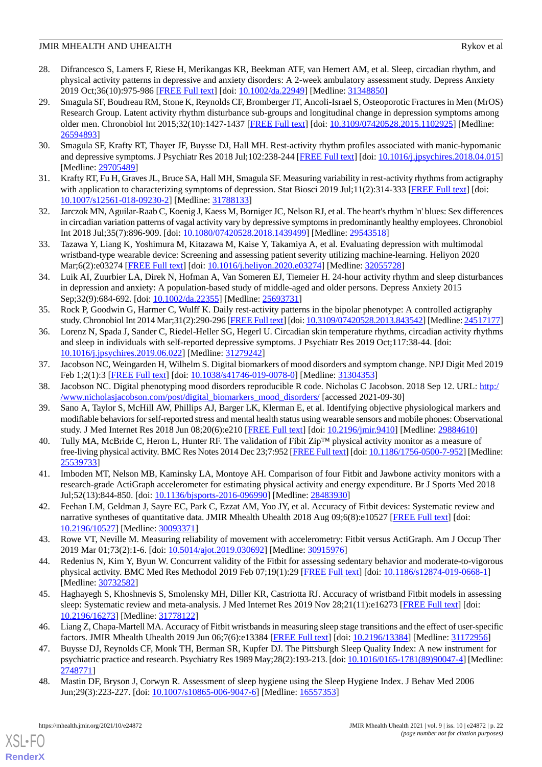28. Difrancesco S, Lamers F, Riese H, Merikangas KR, Beekman ATF, van Hemert AM, et al. Sleep, circadian rhythm, and physical activity patterns in depressive and anxiety disorders: A 2-week ambulatory assessment study. Depress Anxiety 2019 Oct;36(10):975-986 [FREE Full text] [doi: 10.1002/da.22949] [Medline: 31348850]
29. Smagula SF, Boudreau RM, Stone K, Reynolds CF, Bromberger JT, Ancoli-Israel S, Osteoporotic Fractures in Men (MrOS) Research Group. Latent activity rhythm disturbance sub-groups and longitudinal change in depression symptoms among older men. Chronobiol Int 2015;32(10):1427-1437 [FREE Full text] [doi: 10.3109/07420528.2015.1102925] [Medline: 26594893]
30. Smagula SF, Krafty RT, Thayer JF, Buysse DJ, Hall MH. Rest-activity rhythm profiles associated with manic-hypomanic and depressive symptoms. J Psychiatr Res 2018 Jul;102:238-244 [FREE Full text] [doi: 10.1016/j.jpsychires.2018.04.015] [Medline: 29705489]
31. Krafty RT, Fu H, Graves JL, Bruce SA, Hall MH, Smagula SF. Measuring variability in rest-activity rhythms from actigraphy with application to characterizing symptoms of depression. Stat Biosci 2019 Jul;11(2):314-333 [FREE Full text] [doi: 10.1007/s12561-018-09230-2] [Medline: 31788133]
32. Jarczok MN, Aguilar-Raab C, Koenig J, Kaess M, Borniger JC, Nelson RJ, et al. The heart's rhythm 'n' blues: Sex differences in circadian variation patterns of vagal activity vary by depressive symptoms in predominantly healthy employees. Chronobiol Int 2018 Jul;35(7):896-909. [doi: 10.1080/07420528.2018.1439499] [Medline: 29543518]
33. Tazawa Y, Liang K, Yoshimura M, Kitazawa M, Kaise Y, Takamiya A, et al. Evaluating depression with multimodal wristband-type wearable device: Screening and assessing patient severity utilizing machine-learning. Heliyon 2020 Mar;6(2):e03274 [FREE Full text] [doi: 10.1016/j.heliyon.2020.e03274] [Medline: 32055728]
34. Luik AI, Zuurbier LA, Direk N, Hofman A, Van Someren EJ, Tiemeier H. 24-hour activity rhythm and sleep disturbances in depression and anxiety: A population-based study of middle-aged and older persons. Depress Anxiety 2015 Sep;32(9):684-692. [doi: 10.1002/da.22355] [Medline: 25693731]
35. Rock P, Goodwin G, Harmer C, Wulff K. Daily rest-activity patterns in the bipolar phenotype: A controlled actigraphy study. Chronobiol Int 2014 Mar;31(2):290-296 [FREE Full text] [doi: 10.3109/07420528.2013.843542] [Medline: 24517177]
36. Lorenz N, Spada J, Sander C, Riedel-Heller SG, Hegerl U. Circadian skin temperature rhythms, circadian activity rhythms and sleep in individuals with self-reported depressive symptoms. J Psychiatr Res 2019 Oct;117:38-44. [doi: 10.1016/j.jpsychires.2019.06.022] [Medline: 31279242]
37. Jacobson NC, Weingarden H, Wilhelm S. Digital biomarkers of mood disorders and symptom change. NPJ Digit Med 2019 Feb 1;2(1):3 [FREE Full text] [doi: 10.1038/s41746-019-0078-0] [Medline: 31304353]
38. Jacobson NC. Digital phenotyping mood disorders reproducible R code. Nicholas C Jacobson. 2018 Sep 12. URL: http://www.nicholasjacobson.com/post/digital_biomarkers_mood_disorders/ [accessed 2021-09-30]
39. Sano A, Taylor S, McHill AW, Phillips AJ, Barger LK, Klerman E, et al. Identifying objective physiological markers and modifiable behaviors for self-reported stress and mental health status using wearable sensors and mobile phones: Observational study. J Med Internet Res 2018 Jun 08;20(6):e210 [FREE Full text] [doi: 10.2196/jmir.9410] [Medline: 29884610]
40. Tully MA, McBride C, Heron L, Hunter RF. The validation of Fibit Zip™ physical activity monitor as a measure of free-living physical activity. BMC Res Notes 2014 Dec 23;7:952 [FREE Full text] [doi: 10.1186/1756-0500-7-952] [Medline: 25539733]
41. Imboden MT, Nelson MB, Kaminsky LA, Montoye AH. Comparison of four Fitbit and Jawbone activity monitors with a research-grade ActiGraph accelerometer for estimating physical activity and energy expenditure. Br J Sports Med 2018 Jul;52(13):844-850. [doi: 10.1136/bjsports-2016-096990] [Medline: 28483930]
42. Feehan LM, Geldman J, Sayre EC, Park C, Ezzat AM, Yoo JY, et al. Accuracy of Fitbit devices: Systematic review and narrative syntheses of quantitative data. JMIR Mhealth Uhealth 2018 Aug 09;6(8):e10527 [FREE Full text] [doi: 10.2196/10527] [Medline: 30093371]
43. Rowe VT, Neville M. Measuring reliability of movement with accelerometry: Fitbit versus ActiGraph. Am J Occup Ther 2019 Mar 01;73(2):1-6. [doi: 10.5014/ajot.2019.030692] [Medline: 30915976]
44. Redenius N, Kim Y, Byun W. Concurrent validity of the Fitbit for assessing sedentary behavior and moderate-to-vigorous physical activity. BMC Med Res Methodol 2019 Feb 07;19(1):29 [FREE Full text] [doi: 10.1186/s12874-019-0668-1] [Medline: 30732582]
45. Haghayegh S, Khoshnevis S, Smolensky MH, Diller KR, Castriotta RJ. Accuracy of wristband Fitbit models in assessing sleep: Systematic review and meta-analysis. J Med Internet Res 2019 Nov 28;21(11):e16273 [FREE Full text] [doi: 10.2196/16273] [Medline: 31778122]
46. Liang Z, Chapa-Martell MA. Accuracy of Fitbit wristbands in measuring sleep stage transitions and the effect of user-specific factors. JMIR Mhealth Uhealth 2019 Jun 06;7(6):e13384 [FREE Full text] [doi: 10.2196/13384] [Medline: 31172956]
47. Buysse DJ, Reynolds CF, Monk TH, Berman SR, Kupfer DJ. The Pittsburgh Sleep Quality Index: A new instrument for psychiatric practice and research. Psychiatry Res 1989 May;28(2):193-213. [doi: 10.1016/0165-1781(89)90047-4] [Medline: 2748771]
48. Mastin DF, Bryson J, Corwyn R. Assessment of sleep hygiene using the Sleep Hygiene Index. J Behav Med 2006 Jun;29(3):223-227. [doi: 10.1007/s10865-006-9047-6] [Medline: 16557353]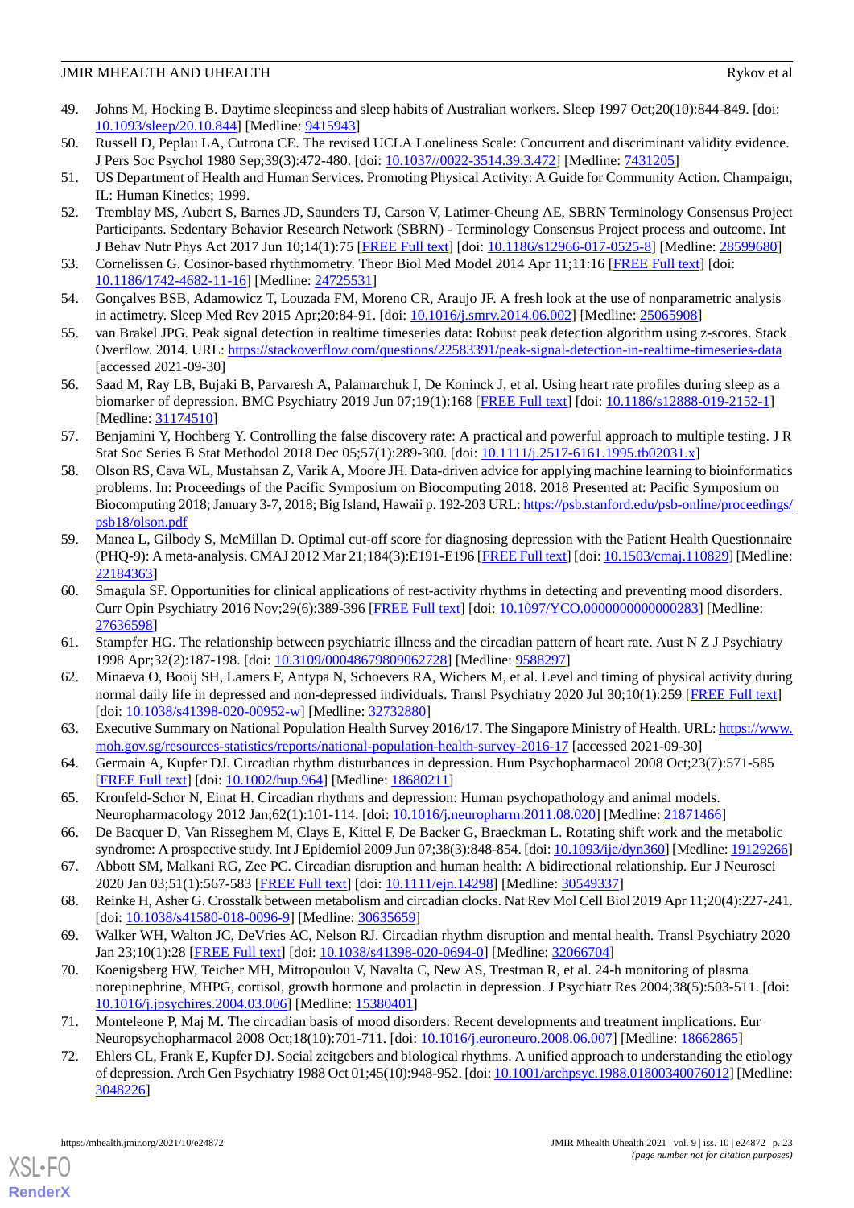49. Johns M, Hocking B. Daytime sleepiness and sleep habits of Australian workers. Sleep 1997 Oct;20(10):844-849. [doi: 10.1093/sleep/20.10.844] [Medline: 9415943]
50. Russell D, Peplau LA, Cutrona CE. The revised UCLA Loneliness Scale: Concurrent and discriminant validity evidence. J Pers Soc Psychol 1980 Sep;39(3):472-480. [doi: 10.1037//0022-3514.39.3.472] [Medline: 7431205]
51. US Department of Health and Human Services. Promoting Physical Activity: A Guide for Community Action. Champaign, IL: Human Kinetics; 1999.
52. Tremblay MS, Aubert S, Barnes JD, Saunders TJ, Carson V, Latimer-Cheung AE, SBRN Terminology Consensus Project Participants. Sedentary Behavior Research Network (SBRN) - Terminology Consensus Project process and outcome. Int J Behav Nutr Phys Act 2017 Jun 10;14(1):75 [FREE Full text] [doi: 10.1186/s12966-017-0525-8] [Medline: 28599680]
53. Cornelissen G. Cosinor-based rhythmometry. Theor Biol Med Model 2014 Apr 11;11:16 [FREE Full text] [doi: 10.1186/1742-4682-11-16] [Medline: 24725531]
54. Gonçalves BSB, Adamowicz T, Louzada FM, Moreno CR, Araujo JF. A fresh look at the use of nonparametric analysis in actimetry. Sleep Med Rev 2015 Apr;20:84-91. [doi: 10.1016/j.smrv.2014.06.002] [Medline: 25065908]
55. van Brakel JPG. Peak signal detection in realtime timeseries data: Robust peak detection algorithm using z-scores. Stack Overflow. 2014. URL: https://stackoverflow.com/questions/22583391/peak-signal-detection-in-realtime-timeseries-data [accessed 2021-09-30]
56. Saad M, Ray LB, Bujaki B, Parvaresh A, Palamarchuk I, De Koninck J, et al. Using heart rate profiles during sleep as a biomarker of depression. BMC Psychiatry 2019 Jun 07;19(1):168 [FREE Full text] [doi: 10.1186/s12888-019-2152-1] [Medline: 31174510]
57. Benjamini Y, Hochberg Y. Controlling the false discovery rate: A practical and powerful approach to multiple testing. J R Stat Soc Series B Stat Methodol 2018 Dec 05;57(1):289-300. [doi: 10.1111/j.2517-6161.1995.tb02031.x]
58. Olson RS, Cava WL, Mustahsan Z, Varik A, Moore JH. Data-driven advice for applying machine learning to bioinformatics problems. In: Proceedings of the Pacific Symposium on Biocomputing 2018. 2018 Presented at: Pacific Symposium on Biocomputing 2018; January 3-7, 2018; Big Island, Hawaii p. 192-203 URL: https://psb.stanford.edu/psb-online/proceedings/psb18/olson.pdf
59. Manea L, Gilbody S, McMillan D. Optimal cut-off score for diagnosing depression with the Patient Health Questionnaire (PHQ-9): A meta-analysis. CMAJ 2012 Mar 21;184(3):E191-E196 [FREE Full text] [doi: 10.1503/cmaj.110829] [Medline: 22184363]
60. Smagula SF. Opportunities for clinical applications of rest-activity rhythms in detecting and preventing mood disorders. Curr Opin Psychiatry 2016 Nov;29(6):389-396 [FREE Full text] [doi: 10.1097/YCO.0000000000000283] [Medline: 27636598]
61. Stampfer HG. The relationship between psychiatric illness and the circadian pattern of heart rate. Aust N Z J Psychiatry 1998 Apr;32(2):187-198. [doi: 10.3109/00048679809062728] [Medline: 9588297]
62. Minaeva O, Booij SH, Lamers F, Antypa N, Schoevers RA, Wichers M, et al. Level and timing of physical activity during normal daily life in depressed and non-depressed individuals. Transl Psychiatry 2020 Jul 30;10(1):259 [FREE Full text] [doi: 10.1038/s41398-020-00952-w] [Medline: 32732880]
63. Executive Summary on National Population Health Survey 2016/17. The Singapore Ministry of Health. URL: https://www.moh.gov.sg/resources-statistics/reports/national-population-health-survey-2016-17 [accessed 2021-09-30]
64. Germain A, Kupfer DJ. Circadian rhythm disturbances in depression. Hum Psychopharmacol 2008 Oct;23(7):571-585 [FREE Full text] [doi: 10.1002/hup.964] [Medline: 18680211]
65. Kronfeld-Schor N, Einat H. Circadian rhythms and depression: Human psychopathology and animal models. Neuropharmacology 2012 Jan;62(1):101-114. [doi: 10.1016/j.neuropharm.2011.08.020] [Medline: 21871466]
66. De Bacquer D, Van Risseghem M, Clays E, Kittel F, De Backer G, Braeckman L. Rotating shift work and the metabolic syndrome: A prospective study. Int J Epidemiol 2009 Jun 07;38(3):848-854. [doi: 10.1093/ije/dyn360] [Medline: 19129266]
67. Abbott SM, Malkani RG, Zee PC. Circadian disruption and human health: A bidirectional relationship. Eur J Neurosci 2020 Jan 03;51(1):567-583 [FREE Full text] [doi: 10.1111/ejn.14298] [Medline: 30549337]
68. Reinke H, Asher G. Crosstalk between metabolism and circadian clocks. Nat Rev Mol Cell Biol 2019 Apr 11;20(4):227-241. [doi: 10.1038/s41580-018-0096-9] [Medline: 30635659]
69. Walker WH, Walton JC, DeVries AC, Nelson RJ. Circadian rhythm disruption and mental health. Transl Psychiatry 2020 Jan 23;10(1):28 [FREE Full text] [doi: 10.1038/s41398-020-0694-0] [Medline: 32066704]
70. Koenigsberg HW, Teicher MH, Mitropoulou V, Navalta C, New AS, Trestman R, et al. 24-h monitoring of plasma norepinephrine, MHPG, cortisol, growth hormone and prolactin in depression. J Psychiatr Res 2004;38(5):503-511. [doi: 10.1016/j.jpsychires.2004.03.006] [Medline: 15380401]
71. Monteleone P, Maj M. The circadian basis of mood disorders: Recent developments and treatment implications. Eur Neuropsychopharmacol 2008 Oct;18(10):701-711. [doi: 10.1016/j.euroneuro.2008.06.007] [Medline: 18662865]
72. Ehlers CL, Frank E, Kupfer DJ. Social zeitgebers and biological rhythms. A unified approach to understanding the etiology of depression. Arch Gen Psychiatry 1988 Oct 01;45(10):948-952. [doi: 10.1001/archpsyc.1988.01800340076012] [Medline: 3048226]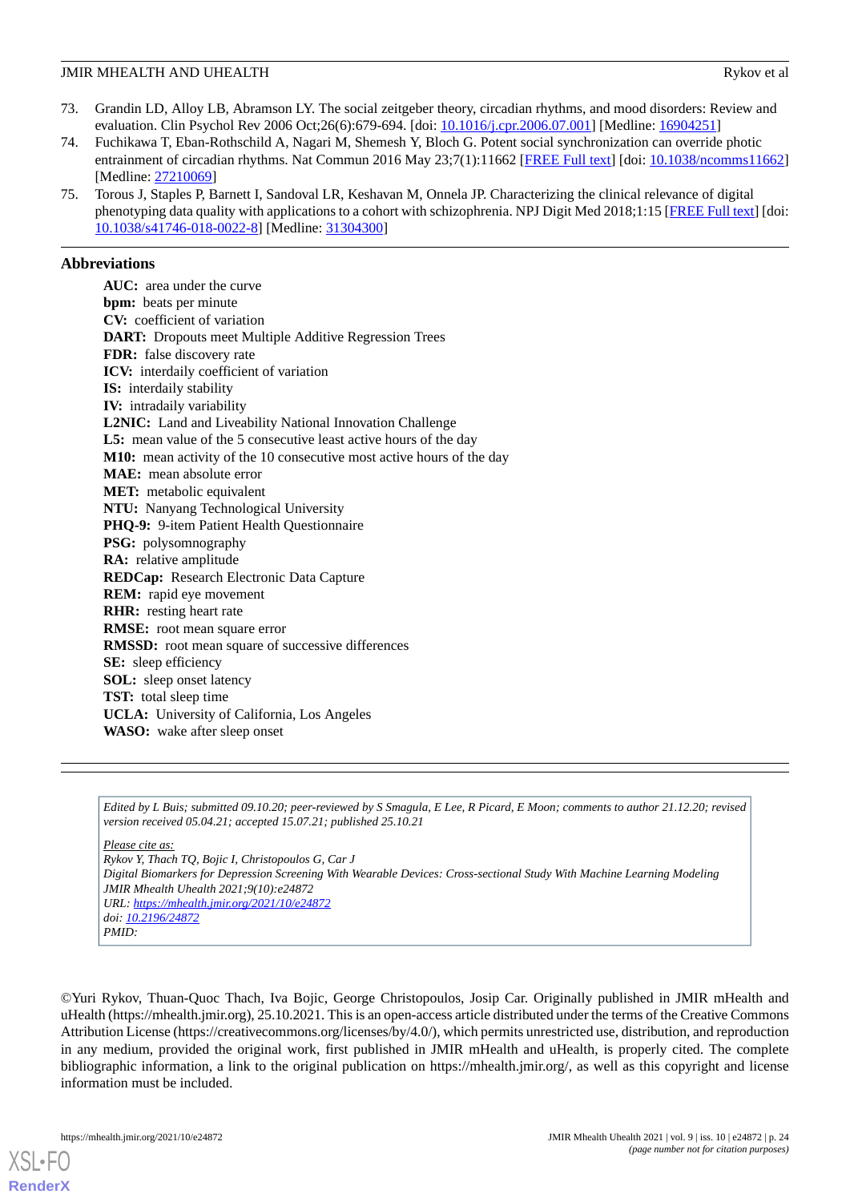73. Grandin LD, Alloy LB, Abramson LY. The social zeitgeber theory, circadian rhythms, and mood disorders: Review and evaluation. Clin Psychol Rev 2006 Oct;26(6):679-694. [doi: 10.1016/j.cpr.2006.07.001] [Medline: 16904251]
74. Fuchikawa T, Eban-Rothschild A, Nagari M, Shemesh Y, Bloch G. Potent social synchronization can override photic entrainment of circadian rhythms. Nat Commun 2016 May 23;7(1):11662 [FREE Full text] [doi: 10.1038/ncomms11662] [Medline: 27210069]
75. Torous J, Staples P, Barnett I, Sandoval LR, Keshavan M, Onnela JP. Characterizing the clinical relevance of digital phenotyping data quality with applications to a cohort with schizophrenia. NPJ Digit Med 2018;1:15 [FREE Full text] [doi: 10.1038/s41746-018-0022-8] [Medline: 31304300]

## Abbreviations

**AUC:** area under the curve
**bpm:** beats per minute
**CV:** coefficient of variation
**DART:** Dropouts meet Multiple Additive Regression Trees
**FDR:** false discovery rate
**ICV:** interdaily coefficient of variation
**IS:** interdaily stability
**IV:** intradaily variability
**L2NIC:** Land and Liveability National Innovation Challenge
**L5:** mean value of the 5 consecutive least active hours of the day
**M10:** mean activity of the 10 consecutive most active hours of the day
**MAE:** mean absolute error
**MET:** metabolic equivalent
**NTU:** Nanyang Technological University
**PHQ-9:** 9-item Patient Health Questionnaire
**PSG:** polysomnography
**RA:** relative amplitude
**REDCap:** Research Electronic Data Capture
**REM:** rapid eye movement
**RHR:** resting heart rate
**RMSE:** root mean square error
**RMSSD:** root mean square of successive differences
**SE:** sleep efficiency
**SOL:** sleep onset latency
**TST:** total sleep time
**UCLA:** University of California, Los Angeles
**WASO:** wake after sleep onset

*Edited by L Buis; submitted 09.10.20; peer-reviewed by S Smagula, E Lee, R Picard, E Moon; comments to author 21.12.20; revised version received 05.04.21; accepted 15.07.21; published 25.10.21*

*Please cite as:*
*Rykov Y, Thach TQ, Bojic I, Christopoulos G, Car J*
*Digital Biomarkers for Depression Screening With Wearable Devices: Cross-sectional Study With Machine Learning Modeling*
*JMIR Mhealth Uhealth 2021;9(10):e24872*
*URL: https://mhealth.jmir.org/2021/10/e24872*
*doi: 10.2196/24872*
*PMID:*

©Yuri Rykov, Thuan-Quoc Thach, Iva Bojic, George Christopoulos, Josip Car. Originally published in JMIR mHealth and uHealth (https://mhealth.jmir.org), 25.10.2021. This is an open-access article distributed under the terms of the Creative Commons Attribution License (https://creativecommons.org/licenses/by/4.0/), which permits unrestricted use, distribution, and reproduction in any medium, provided the original work, first published in JMIR mHealth and uHealth, is properly cited. The complete bibliographic information, a link to the original publication on https://mhealth.jmir.org/, as well as this copyright and license information must be included.